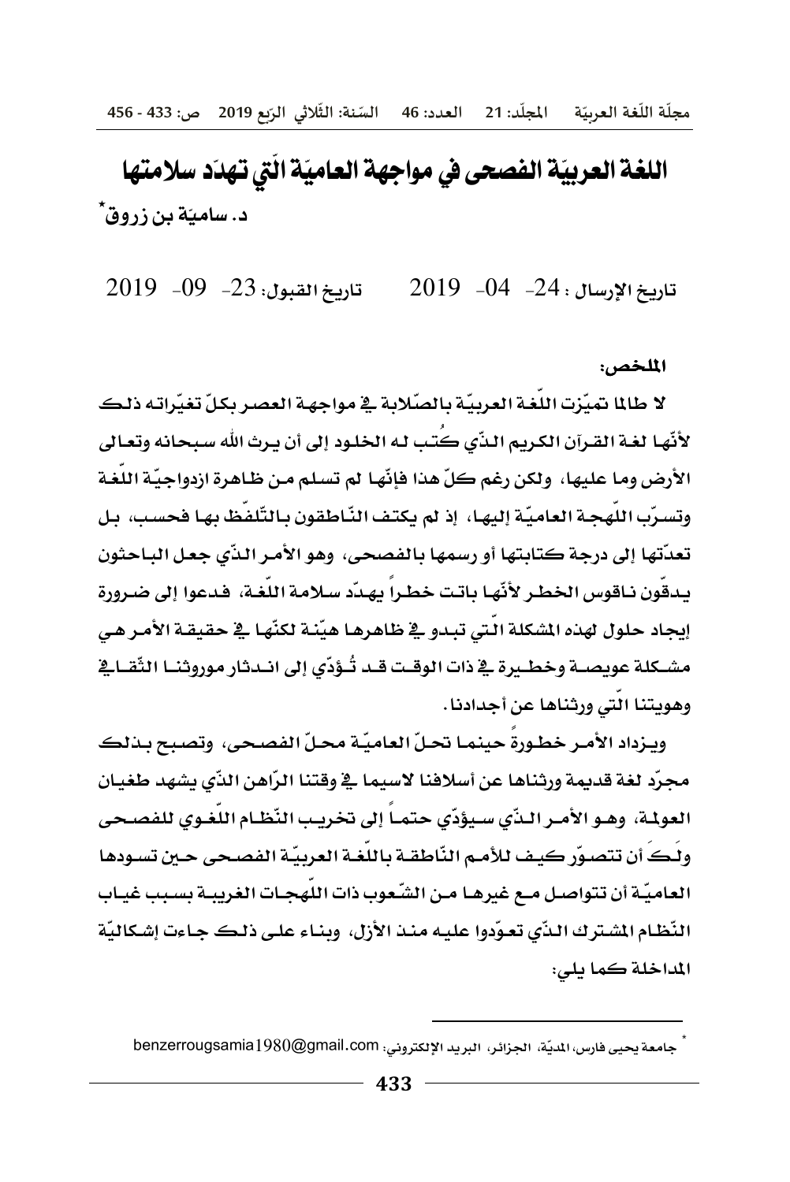# اللغة العربيّة الفصحى في مواجهة العاميّة الّتي تهدّد سلامتها

**د. ساميّة بن زروق***

تاريخ الإرسال : 24- 04- 2019 تاريخ القبول: 23- 09- 2019

**الملخص:**

لا طالما تميّزت اللّغة العربيّة بالصّلابة في مواجهة العصر بكلّ تغيّراته ذلك لأنّها لغة القرآن الكريم الّذي كُتب له الخلود إلى أن يرث الله سبحانه وتعالى الأرض وما عليها، ولكن رغم كلّ هذا فإنّها لم تسلم من ظاهرة ازدواجيّة اللّغة وتسرّب اللّهجة العاميّة إليها، إذ لم يكتف النّاطقون بالتّلفّظ بها فحسب، بل تعدّتها إلى درجة كتابتها أو رسمها بالفصحى، وهو الأمر الذّي جعل الباحثون يدقّون ناقوس الخطر لأنّها باتت خطراً يهدّد سلامة اللّغة، فدعوا إلى ضرورة إيجاد حلول لهذه المشكلة الّتي تبدو في ظاهرها هيّنة لكنّها في حقيقة الأمر هي مشكلة عويصة وخطيرة في ذات الوقت قد تُؤدّي إلى اندثار موروثنا الثّقافي وهويتنا الّتي ورثناها عن أجدادنا.

ويزداد الأمر خطورةً حينما تحلّ العاميّة محلّ الفصحى، وتصبح بذلك مجرّد لغة قديمة ورثناها عن أسلافنا لاسيما في وقتنا الرّاهن الذّي يشهد طغيان العولمة، وهو الأمر الذّي سيؤدّي حتماً إلى تخريب النّظام اللّغوي للفصحى ولَكَ أن تتصوّر كيف للأمم النّاطقة باللّغة العربيّة الفصحى حين تسودها العاميّة أن تتواصل مع غيرها من الشّعوب ذات اللّهجات الغريبة بسبب غياب النّظام المشترك الذّي تعوّدوا عليه منذ الأزل، وبناء على ذلك جاءت إشكاليّة المداخلة كما يلي:

---

* جامعة يحيى فارس، المديّة، الجزائر، البريد الإلكتروني: benzerrougsamia1980@gmail.com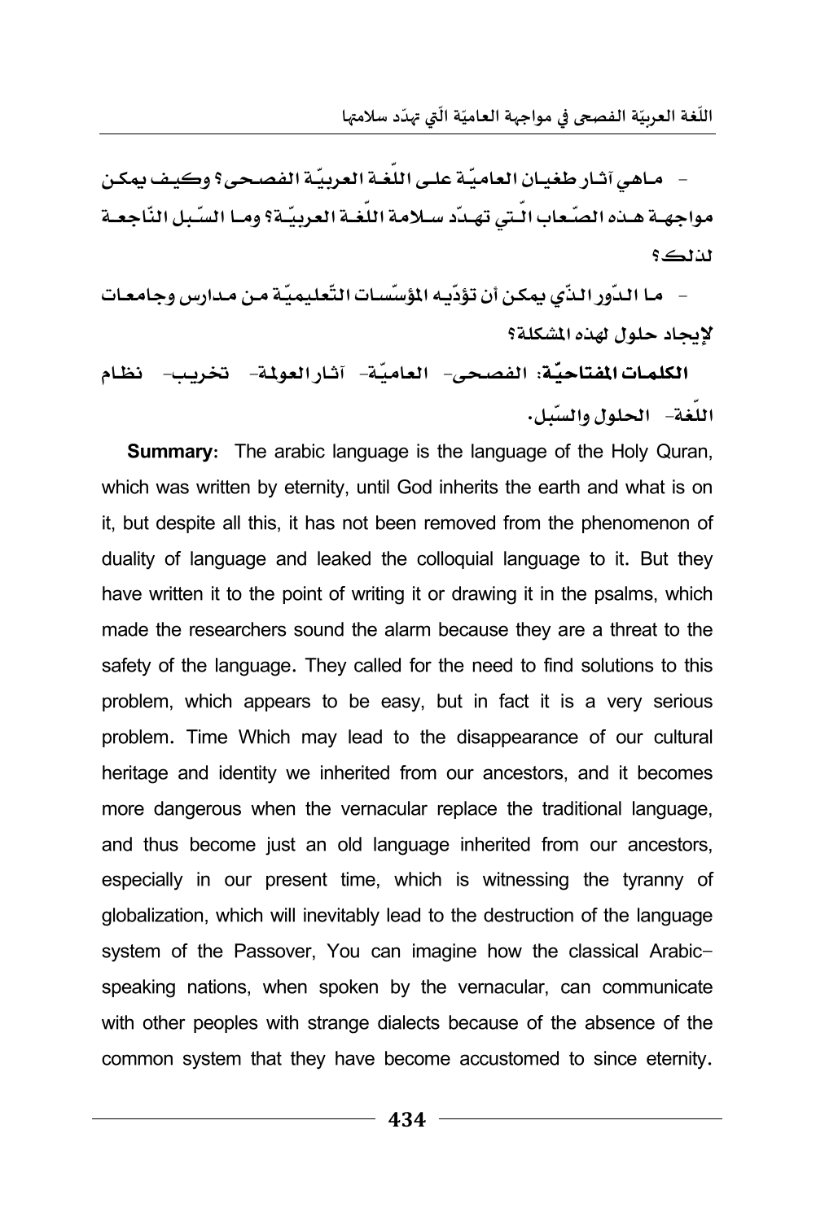- ماهي آثار طغيان العاميّة على اللّغة العربيّة الفصحى؟ وكيف يمكن مواجهة هذه الصّعاب الّتي تهدّد سلامة اللّغة العربيّة؟ وما السّبل النّاجعة لذلك؟

- ما الدّور الذّي يمكن أن تؤدّيه المؤسّسات التّعليميّة من مدارس وجامعات لإيجاد حلول لهذه المشكلة؟

**الكلمات المفتاحيّة:** الفصحى- العاميّة- آثار العولمة- تخريب- نظام اللّغة- الحلول والسّبل.

**Summary:** The arabic language is the language of the Holy Quran, which was written by eternity, until God inherits the earth and what is on it, but despite all this, it has not been removed from the phenomenon of duality of language and leaked the colloquial language to it. But they have written it to the point of writing it or drawing it in the psalms, which made the researchers sound the alarm because they are a threat to the safety of the language. They called for the need to find solutions to this problem, which appears to be easy, but in fact it is a very serious problem. Time Which may lead to the disappearance of our cultural heritage and identity we inherited from our ancestors, and it becomes more dangerous when the vernacular replace the traditional language, and thus become just an old language inherited from our ancestors, especially in our present time, which is witnessing the tyranny of globalization, which will inevitably lead to the destruction of the language system of the Passover, You can imagine how the classical Arabic-speaking nations, when spoken by the vernacular, can communicate with other peoples with strange dialects because of the absence of the common system that they have become accustomed to since eternity.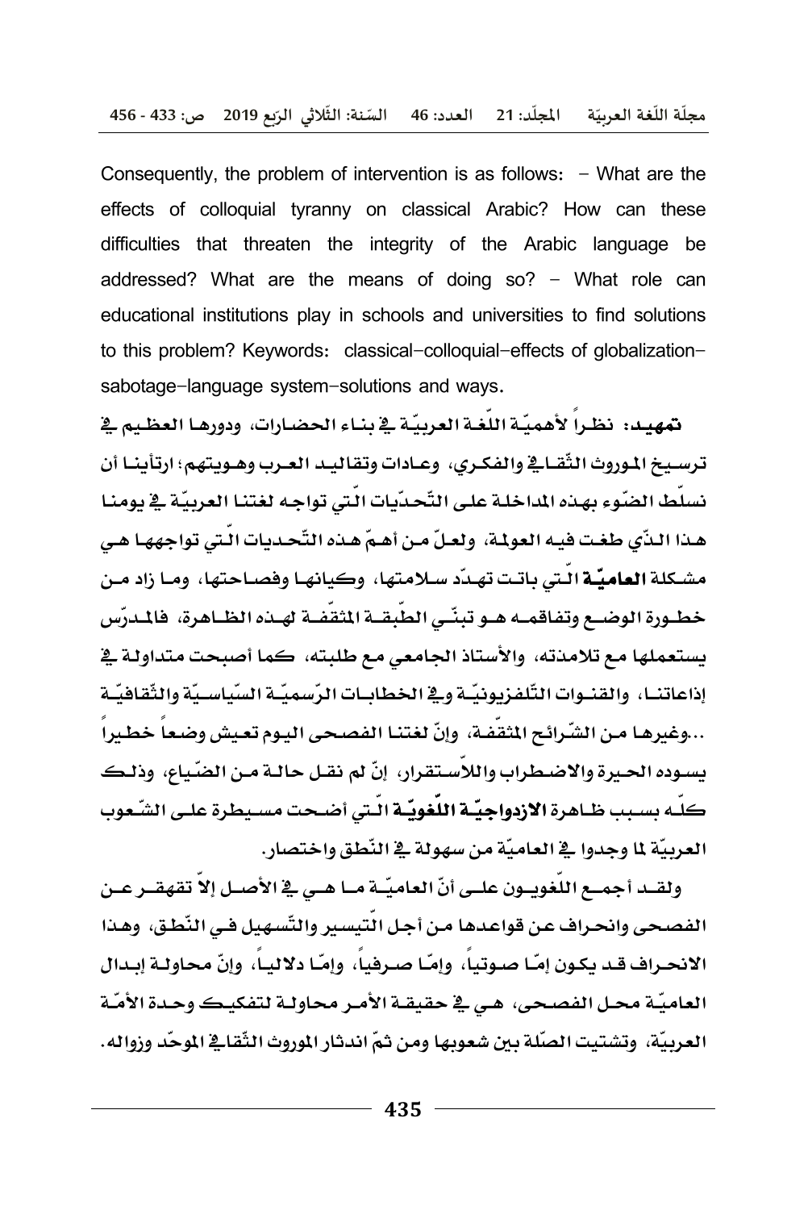Consequently, the problem of intervention is as follows: - What are the effects of colloquial tyranny on classical Arabic? How can these difficulties that threaten the integrity of the Arabic language be addressed? What are the means of doing so? - What role can educational institutions play in schools and universities to find solutions to this problem? Keywords: classical-colloquial-effects of globalization-sabotage-language system-solutions and ways.

**تمهيد:** نظراً لأهميّة اللّغة العربيّة في بناء الحضارات، ودورها العظيم في ترسيخ الموروث الثّقافي والفكري، وعادات وتقاليد العرب وهويتهم؛ ارتأينا أن نسلّط الضّوء بهذه المداخلة على التّحدّيات الّتي تواجه لغتنا العربيّة في يومنا هذا الذّي طغت فيه العولمة، ولعلّ من أهمّ هذه التّحديات الّتي تواجهها هي مشكلة **العاميّة** الّتي باتت تهدّد سلامتها، وكيانها وفصاحتها، وما زاد من خطورة الوضع وتفاقمه هو تبنّي الطّبقة المثقّفة لهذه الظاهرة، فالمدرّس يستعملها مع تلامذته، والأستاذ الجامعي مع طلبته، كما أصبحت متداولة في إذاعاتنا، والقنوات التّلفزيونيّة وفي الخطابات الرّسميّة السّياسيّة والثّقافيّة ...وغيرها من الشّرائح المثقّفة، وإنّ لغتنا الفصحى اليوم تعيش وضعاً خطيراً يسوده الحيرة والاضطراب واللاّستقرار، إنّ لم نقل حالة من الضّياع، وذلك كلّه بسبب ظاهرة **الازدواجيّة اللّغويّة** الّتي أضحت مسيطرة على الشّعوب العربيّة لما وجدوا في العاميّة من سهولة في النّطق واختصار.

ولقد أجمع اللّغويون على أنّ العاميّة ما هي في الأصل إلاّ تقهقر عن الفصحى وانحراف عن قواعدها من أجل التّيسير والتّسهيل في النّطق، وهذا الانحراف قد يكون إمّا صوتياً، وإمّا صرفياً، وإمّا دلالياً، وإنّ محاولة إبدال العاميّة محل الفصحى، هي في حقيقة الأمر محاولة لتفكيك وحدة الأمّة العربيّة، وتشتيت الصّلة بين شعوبها ومن ثمّ اندثار الموروث الثّقافي الموحّد وزواله.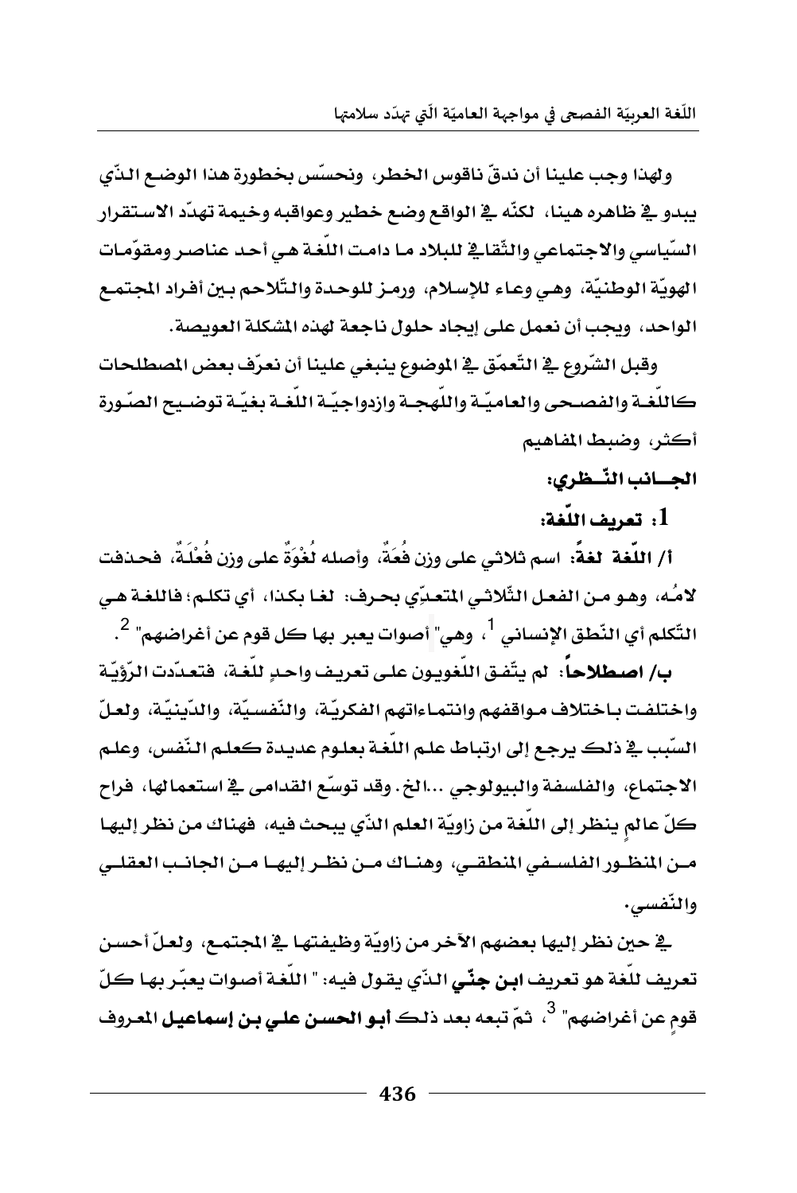ولهذا وجب علينا أن ندقّ ناقوس الخطر، ونحسّس بخطورة هذا الوضع الذّي يبدو في ظاهره هينا، لكنّه في الواقع وضع خطير وعواقبه وخيمة تهدّد الاستقرار السّياسي والاجتماعي والثّقافي للبلاد ما دامت اللّغة هي أحد عناصر ومقوّمات الهويّة الوطنيّة، وهي وعاء للإسلام، ورمز للوحدة والتّلاحم بين أفراد المجتمع الواحد، ويجب أن نعمل على إيجاد حلول ناجعة لهذه المشكلة العويصة.

وقبل الشّروع في التّعمّق في الموضوع ينبغي علينا أن نعرّف بعض المصطلحات كاللّغة والفصحى والعاميّة واللّهجة وازدواجيّة اللّغة بغيّة توضيح الصّورة أكثر، وضبط المفاهيم

## الجانب النّظري:

### 1: تعريف اللّغة:

**أ/ اللّغة لغةً:** اسم ثلاثي على وزن فُعَةٌ، وأصله لُغْوَةٌ على وزن فُعْلَةٌ، فحذفت لامُه، وهو من الفعل الثّلاثي المتعدّي بحرف: لغا بكذا، أي تكلم؛ فاللغة هي التّكلم أي النّطق الإنساني [1]، وهي" أصوات يعبر بها كل قوم عن أغراضهم" [2].

**ب/ اصطلاحاً:** لم يتّفق اللّغويون على تعريف واحدٍ للّغة، فتعدّدت الرّؤيّة واختلفت باختلاف مواقفهم وانتماءاتهم الفكريّة، والنّفسيّة، والدّينيّة، ولعلّ السّبب في ذلك يرجع إلى ارتباط علم اللّغة بعلوم عديدة كعلم النّفس، وعلم الاجتماع، والفلسفة والبيولوجي ...الخ. وقد توسّع القدامى في استعمالها، فراح كلّ عالمٍ ينظر إلى اللّغة من زاويّة العلم الذّي يبحث فيه، فهناك من نظر إليها من المنظور الفلسفي المنطقي، وهناك من نظر إليها من الجانب العقلي والنّفسي.

في حين نظر إليها بعضهم الآخر من زاويّة وظيفتها في المجتمع، ولعلّ أحسن تعريف للّغة هو تعريف **ابن جنّي** الذّي يقول فيه: " اللّغة أصوات يعبّر بها كلّ قومٍ عن أغراضهم" [3]، ثمّ تبعه بعد ذلك **أبو الحسن علي بن إسماعيل** المعروف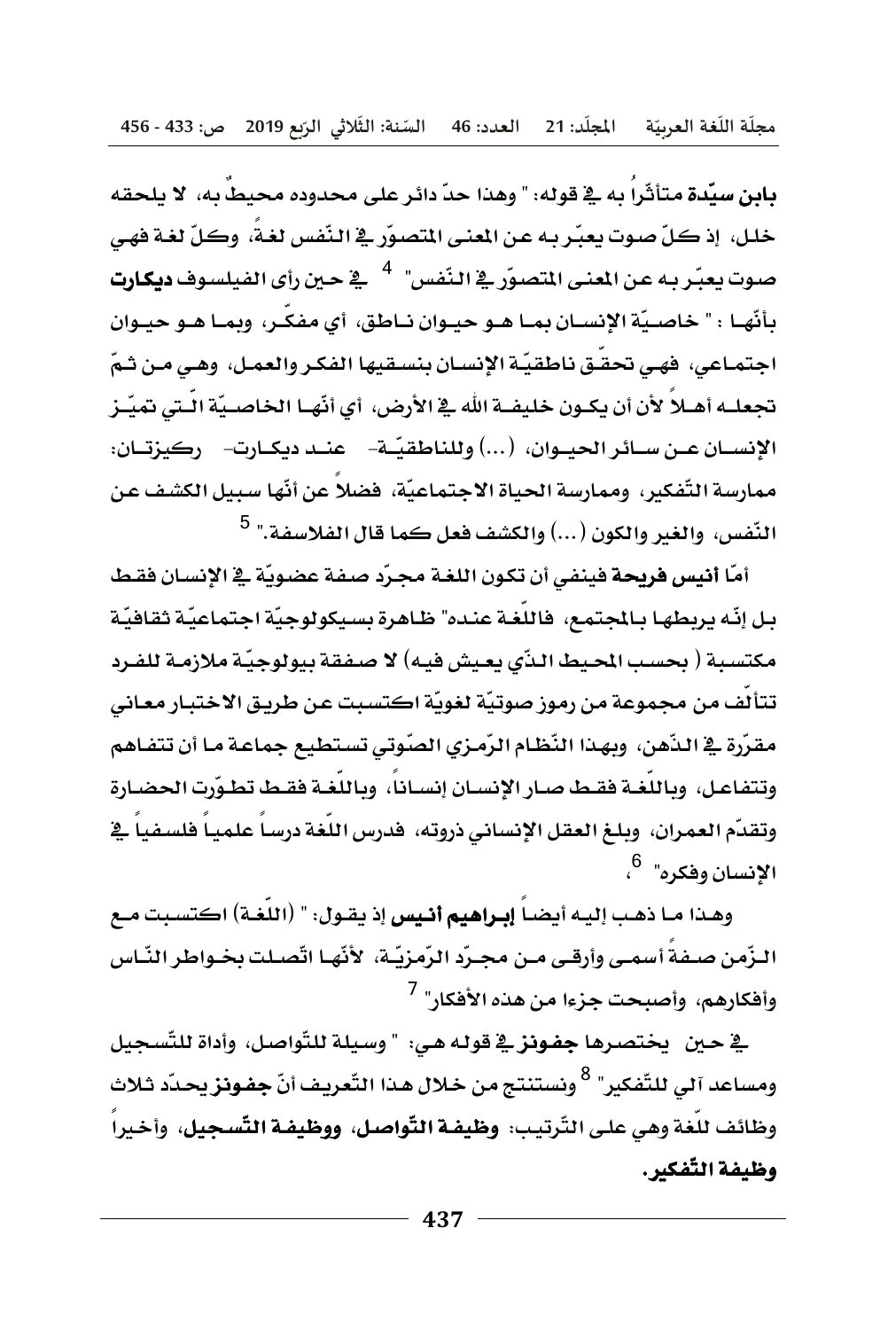**بابن سيّدة** متأثّراً به في قوله: " وهذا حدّ دائر على محدوده محيطٌ به، لا يلحقه خلل، إذ كلّ صوت يعبّر به عن المعنى المتصوّر في النّفس لغةً، وكلّ لغة فهي صوت يعبّر به عن المعنى المتصوّر في النّفس" [4] في حين رأى الفيلسوف **ديكارت** بأنّها : " خاصيّة الإنسان بما هو حيوان ناطق، أي مفكّر، وبما هو حيوان اجتماعي، فهي تحقّق ناطقيّة الإنسان بنسقيها الفكر والعمل، وهي من ثمّ تجعله أهلاً لأن يكون خليفة الله في الأرض، أي أنّها الخاصيّة الّتي تميّز الإنسان عن سائر الحيوان، (...) وللناطقيّة- عند ديكارت- ركيزتان: ممارسة التّفكير، وممارسة الحياة الاجتماعيّة، فضلاً عن أنّها سبيل الكشف عن النّفس، والغير والكون (...) والكشف فعل كما قال الفلاسفة." [5]

أمّا **أنيس فريحة** فينفي أن تكون اللغة مجرّد صفة عضويّة في الإنسان فقط بل إنّه يربطها بالمجتمع، فاللّغة عنده" ظاهرة بسيكولوجيّة اجتماعيّة ثقافيّة مكتسبة ( بحسب المحيط الذّي يعيش فيه) لا صفقة بيولوجيّة ملازمة للفرد تتألّف من مجموعة من رموز صوتيّة لغويّة اكتسبت عن طريق الاختبار معاني مقرّرة في الذّهن، وبهذا النّظام الرّمزي الصّوتي تستطيع جماعة ما أن تتفاهم وتتفاعل، وباللّغة فقط صار الإنسان إنساناً، وباللّغة فقط تطوّرت الحضارة وتقدّم العمران، وبلغ العقل الإنساني ذروته، فدرس اللّغة درساً علمياً فلسفياً في الإنسان وفكره" [6]،

وهذا ما ذهب إليه أيضاً **إبراهيم أنيس** إذ يقول: " (اللّغة) اكتسبت مع الزّمن صفةً أسمى وأرقى من مجرّد الرّمزيّة، لأنّها اتّصلت بخواطر النّاس وأفكارهم، وأصبحت جزءا من هذه الأفكار" [7]

في حين يختصرها **جفونز** في قوله هي: " وسيلة للتّواصل، وأداة للتّسجيل ومساعد آلي للتّفكير" [8] ونستنتج من خلال هذا التّعريف أنّ **جفونز** يحدّد ثلاث وظائف للّغة وهي على التّرتيب: **وظيفة التّواصل، ووظيفة التّسجيل**، وأخيراً **وظيفة التّفكير.**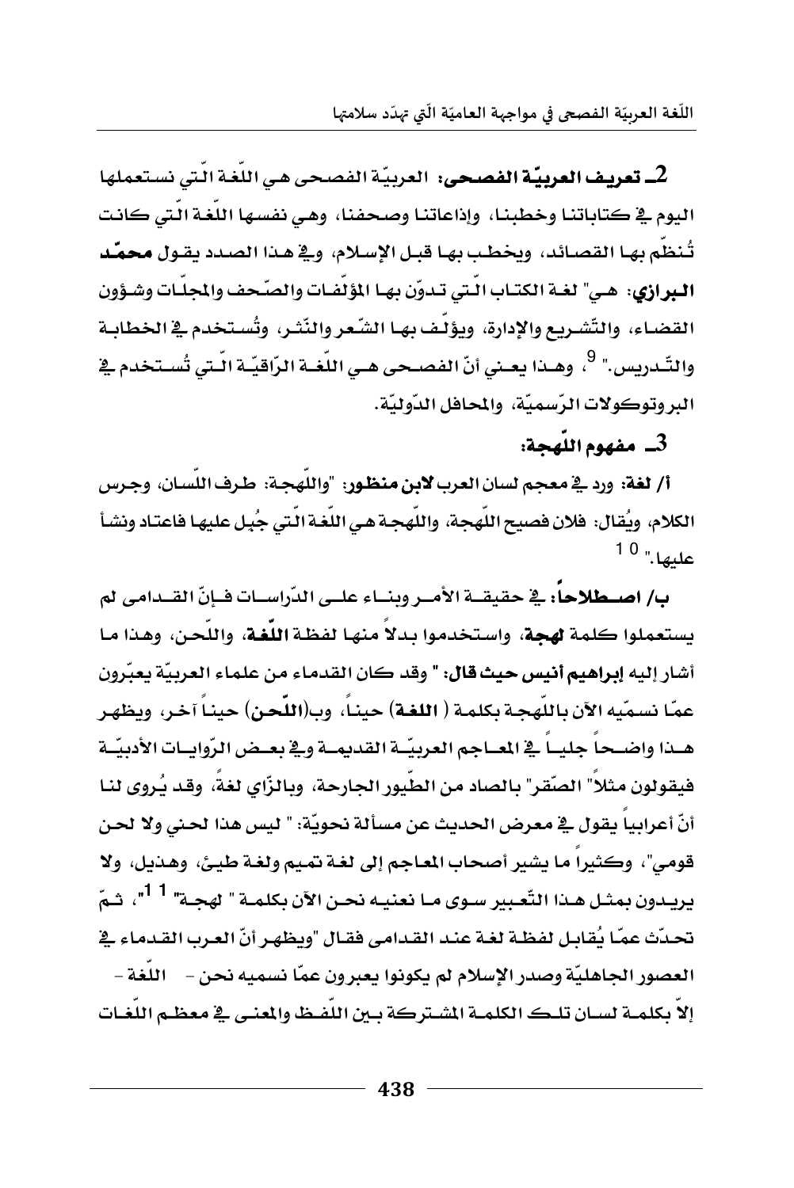**2ـ تعريف العربيّة الفصحى:** العربيّة الفصحى هي اللّغة الّتي نستعملها اليوم في كتاباتنا وخطبنا، وإذاعاتنا وصحفنا، وهي نفسها اللّغة الّتي كانت تُنظّم بها القصائد، ويخطب بها قبل الإسلام، وفي هذا الصدد يقول **محمّد البرازي**: هي" لغة الكتاب الّتي تدوّن بها المؤلّفات والصّحف والمجلّات وشؤون القضاء، والتّشريع والإدارة، ويؤلّف بها الشّعر والنّثر، وتُستخدم في الخطابة والتّدريس." [9]، وهذا يعني أنّ الفصحى هي اللّغة الرّاقيّة الّتي تُستخدم في البروتوكولات الرّسميّة، والمحافل الدّوليّة.

### 3ـ مفهوم اللّهجة:

**أ/ لغة:** ورد في معجم لسان العرب **لابن منظور**: "واللّهجة: طرف اللّسان، وجرس الكلام، ويُقال: فلان فصيح اللّهجة، واللّهجة هي اللغة الّتي جُبل عليها فاعتاد ونشأ عليها." [10]

**ب/ اصطلاحاً:** في حقيقة الأمر وبناء على الدّراسات فإنّ القدامى لم يستعملوا كلمة **لهجة**، واستخدموا بدلاً منها لفظة **اللّغة**، واللّحن، وهذا ما أشار إليه **إبراهيم أنيس حيث قال:** " وقد كان القدماء من علماء العربيّة يعبّرون عمّا نسمّيه الآن باللّهجة بكلمة ( **اللغة**) حيناً، وب(**اللّحن**) حيناً آخر، ويظهر هذا واضحاً جلياً في المعاجم العربيّة القديمة وفي بعض الرّوايات الأدبيّة فيقولون مثلاً" الصّقر" بالصاد من الطّيور الجارحة، وبالزّاي لغةً، وقد يُروى لنا أنّ أعرابياً يقول في معرض الحديث عن مسألة نحويّة: " ليس هذا لحني ولا لحن قومي"، وكثيراً ما يشير أصحاب المعاجم إلى لغة تميم ولغة طيئ، وهذيل، ولا يريدون بمثل هذا التّعبير سوى ما نعنيه نحن الآن بكلمة " لهجة" [11]"، ثمّ تحدّث عمّا يُقابل لفظة لغة عند القدامى فقال "ويظهر أنّ العرب القدماء في العصور الجاهليّة وصدر الإسلام لم يكونوا يعبرون عمّا نسميه نحن - اللّغة - إلاّ بكلمة لسان تلك الكلمة المشتركة بين اللّفظ والمعنى في معظم اللّغات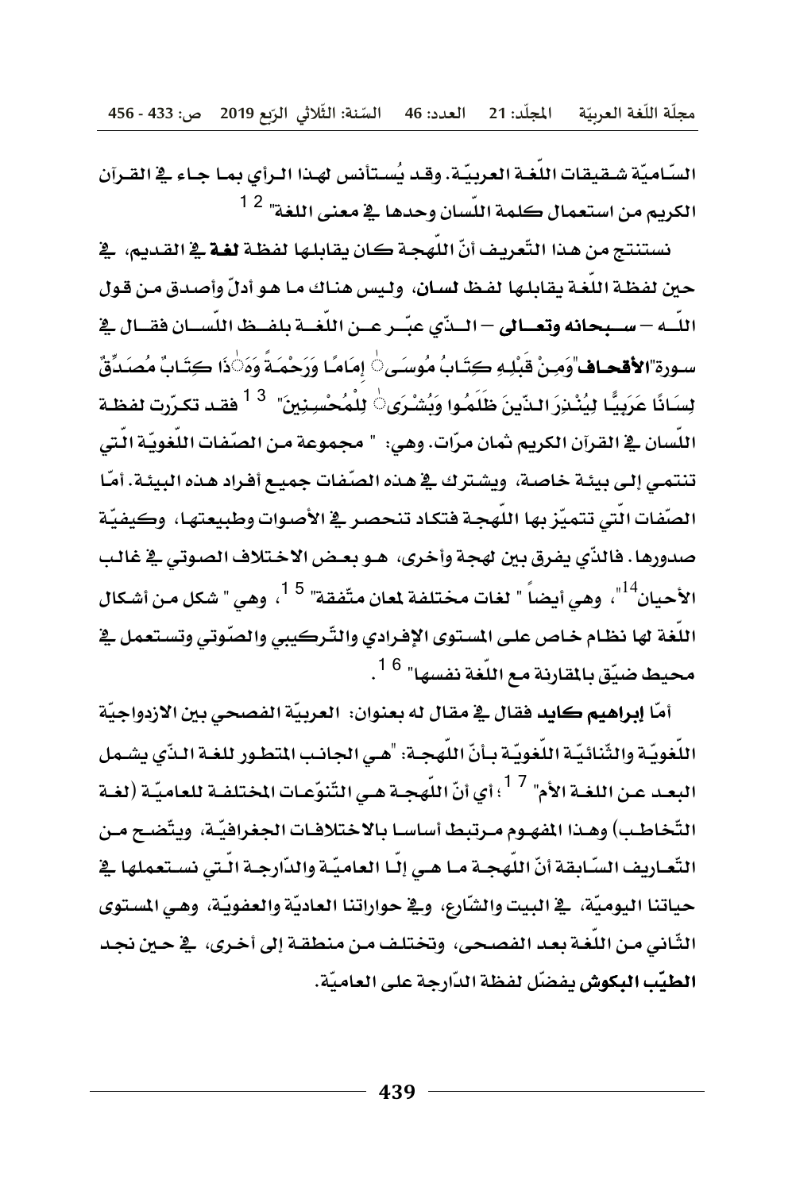السّاميّة شقيقات اللّغة العربيّة. وقد يُستأنس لهذا الرأي بما جاء في القرآن الكريم من استعمال كلمة اللّسان وحدها في معنى اللغة" [12]

نستنتج من هذا التّعريف أنّ اللّهجة كان يقابلها لفظة **لغة** في القديم، في حين لفظة اللّغة يقابلها لفظ **لسان**، وليس هناك ما هو أدلّ وأصدق من قول اللّه – **سبحانه وتعالى** – الذّي عبّر عن اللّغة بلفظ اللّسان فقال في سورة"**الأقحاف**"وَمِنْ قَبْلِهِ كِتَابُ مُوسَىٰ إِمَامًا وَرَحْمَةً وَهَٰذَا كِتَابٌ مُصَدِّقٌ لِسَانًا عَرَبِيًّا لِيُنْذِرَ الذّينَ ظَلَمُوا وَبُشْرَىٰ لِلْمُحْسِنِينَ" [13] فقد تكرّرت لفظة اللّسان في القرآن الكريم ثمان مرّات. وهي: " مجموعة من الصّفات اللّغويّة الّتي تنتمي إلى بيئة خاصة، ويشترك في هذه الصّفات جميع أفراد هذه البيئة. أمّا الصّفات الّتي تتميّز بها اللّهجة فتكاد تنحصر في الأصوات وطبيعتها، وكيفيّة صدورها. فالذّي يفرق بين لهجة وأخرى، هو بعض الاختلاف الصوتي في غالب الأحيان[14]"، وهي أيضاً " لغات مختلفة لمعان متّفقة" [15]، وهي " شكل من أشكال اللّغة لها نظام خاص على المستوى الإفرادي والتّركيبي والصّوتي وتستعمل في محيط ضيّق بالمقارنة مع اللّغة نفسها" [16].

أمّا **إبراهيم كايد** فقال في مقال له بعنوان: العربيّة الفصحي بين الازدواجيّة اللّغويّة والثّنائيّة اللّغويّة بأنّ اللّهجة: "هي الجانب المتطور للغة الذّي يشمل البعد عن اللغة الأم" [17]؛ أي أنّ اللّهجة هي التّنوّعات المختلفة للعاميّة (لغة التّخاطب) وهذا المفهوم مرتبط أساسا بالاختلافات الجغرافيّة، ويتّضح من التّعاريف السّابقة أنّ اللّهجة ما هي إلّا العاميّة والدّارجة الّتي نستعملها في حياتنا اليوميّة، في البيت والشّارع، وفي حواراتنا العاديّة والعفويّة، وهي المستوى الثّاني من اللّغة بعد الفصحى، وتختلف من منطقة إلى أخرى، في حين نجد **الطيّب البكوش** يفضّل لفظة الدّارجة على العاميّة.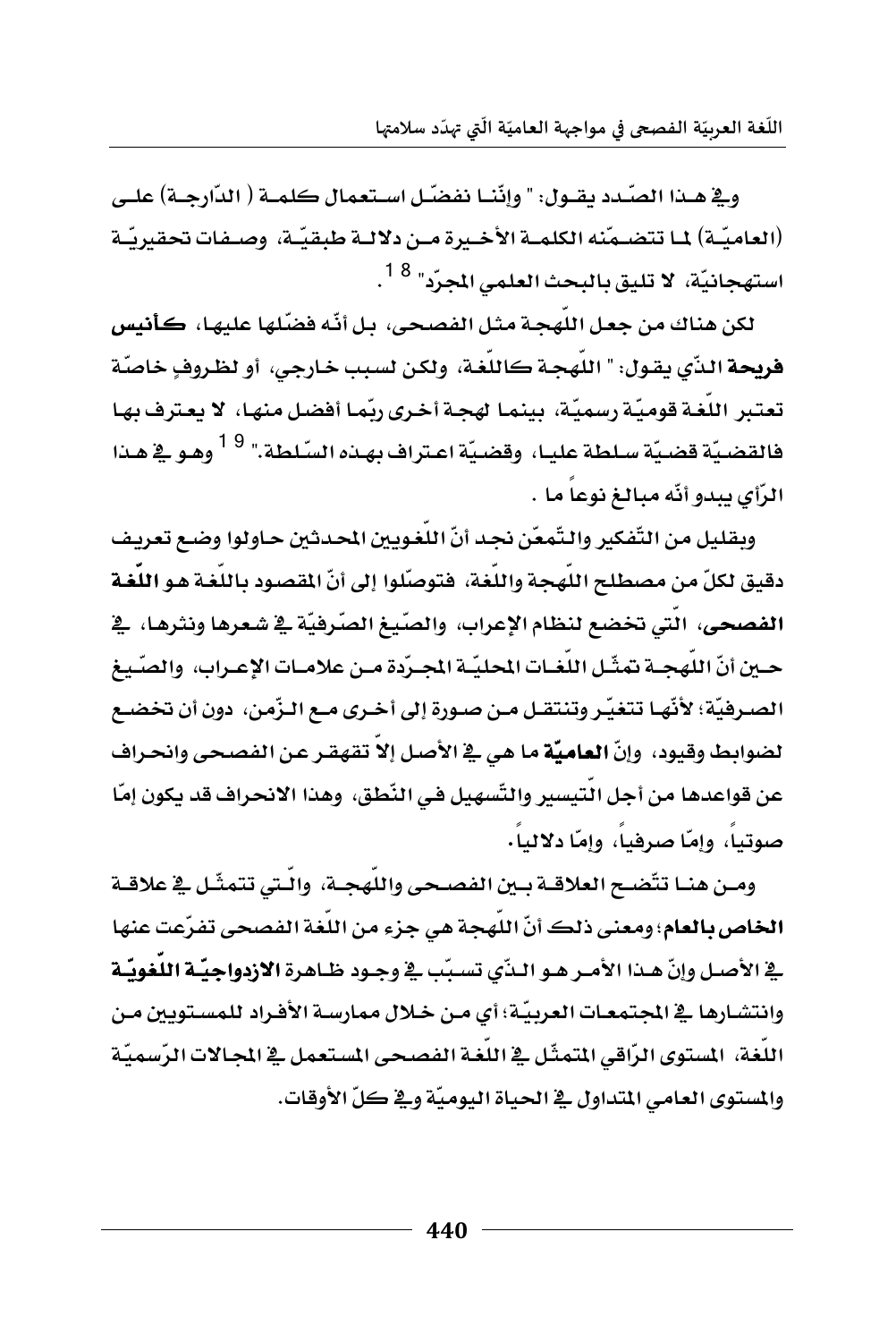وفي هذا الصّدد يقول: " وإنّنا نفضّل استعمال كلمة ( الدّارجة) على (العاميّة) لما تتضمّنه الكلمة الأخيرة من دلالة طبقيّة، وصفات تحقيريّة استهجانيّة، لا تليق بالبحث العلمي المجرّد" [18].

لكن هناك من جعل اللّهجة مثل الفصحى، بل أنّه فضّلها عليها، **كأنيس فريحة** الذّي يقول: " اللّهجة كاللّغة، ولكن لسبب خارجي، أو لظروفٍ خاصّة تعتبر اللغة قوميّة رسميّة، بينما لهجة أخرى ربّما أفضل منها، لا يعترف بها فالقضيّة قضيّة سلطة عليا، وقضيّة اعتراف بهذه السّلطة." [19] وهو في هذا الرّأي يبدو أنّه مبالغ نوعاً ما .

وبقليل من التّفكير والتّمعّن نجد أنّ اللّغويين المحدثين حاولوا وضع تعريف دقيق لكلّ من مصطلح اللّهجة واللّغة، فتوصّلوا إلى أنّ المقصود باللّغة هو **اللّغة الفصحى**، الّتي تخضع لنظام الإعراب، والصّيغ الصّرفيّة في شعرها ونثرها، في حين أنّ اللّهجة تمثّل اللغات المحليّة المجرّدة من علامات الإعراب، والصّيغ الصرفيّة؛ لأنّها تتغيّر وتنتقل من صورة إلى أخرى مع الزّمن، دون أن تخضع لضوابط وقيود، وإنّ **العاميّة** ما هي في الأصل إلاّ تقهقر عن الفصحى وانحراف عن قواعدها من أجل التّيسير والتّسهيل في النّطق، وهذا الانحراف قد يكون إمّا صوتياً، وإمّا صرفياً، وإمّا دلالياً.

ومن هنا تتّضح العلاقة بين الفصحى واللّهجة، والّتي تتمثّل في علاقة **الخاص بالعام**؛ ومعنى ذلك أنّ اللّهجة هي جزء من اللّغة الفصحى تفرّعت عنها في الأصل وإنّ هذا الأمر هو الذّي تسبّب في وجود ظاهرة **الازدواجيّة اللّغويّة** وانتشارها في المجتمعات العربيّة؛ أي من خلال ممارسة الأفراد للمستويين من اللّغة، المستوى الرّاقي المتمثّل في اللّغة الفصحى المستعمل في المجالات الرّسميّة والمستوى العامي المتداول في الحياة اليوميّة وفي كلّ الأوقات.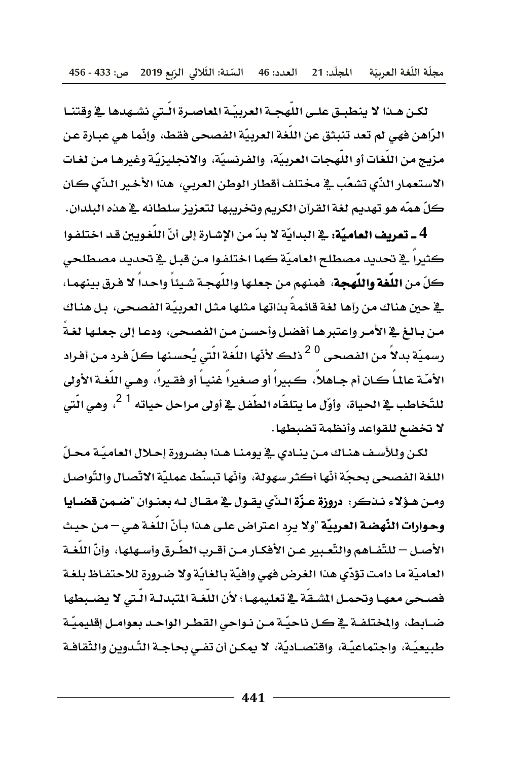لكن هذا لا ينطبق على اللّهجة العربيّة المعاصرة الّتي نشهدها في وقتنا الرّاهن فهي لم تعد تنبثق عن اللّغة العربيّة الفصحى فقط، وإنّما هي عبارة عن مزيج من اللّغات أو اللّهجات العربيّة، والفرنسيّة، والانجليزيّة وغيرها من لغات الاستعمار الذّي تشعّب في مختلف أقطار الوطن العربي، هذا الأخير الذّي كان كلّ همّه هو تهديم لغة القرآن الكريم وتخريبها لتعزيز سلطانه في هذه البلدان.

**4 ـ تعريف العاميّة:** في البدايّة لا بدّ من الإشارة إلى أنّ اللّغويين قد اختلفوا كثيراً في تحديد مصطلح العاميّة كما اختلفوا من قبل في تحديد مصطلحي كلّ من **اللّغة واللّهجة**، فمنهم من جعلها واللّهجة شيئاً واحداً لا فرق بينهما، في حين هناك من رآها لغة قائمةً بذاتها مثلها مثل العربيّة الفصحى، بل هناك من بالغ في الأمر واعتبرها أفضل وأحسن من الفصحى، ودعا إلى جعلها لغةً رسميّة بدلاً من الفصحى [20] ذلك لأنّها اللّغة الّتي يُحسنها كلّ فرد من أفراد الأمّة عالماً كان أم جاهلاً، كبيراً أو صغيراً غنياً أو فقيراً، وهي اللّغة الأولى للتّخاطب في الحياة، وأوّل ما يتلقّاه الطّفل في أولى مراحل حياته [21]، وهي الّتي لا تخضع للقواعد وأنظمة تضبطها.

لكن وللأسف هناك من ينادي في يومنا هذا بضرورة إحلال العاميّة محلّ اللغة الفصحى بحجّة أنّها أكثر سهولة، وأنّها تبسّط عمليّة الاتّصال والتّواصل ومن هؤلاء نذكر: **دروزة عزّة** الذّي يقول في مقال له بعنوان "**ضمن قضايا وحوارات النّهضة العربيّة** "ولا يرد اعتراض على هذا بأنّ اللّغة هي – من حيث الأصل – للتّفاهم والتّعبير عن الأفكار من أقرب الطّرق وأسهلها، وأنّ اللّغة العاميّة ما دامت تؤدّي هذا الغرض فهي وافيّة بالغايّة ولا ضرورة للاحتفاظ بلغة فصحى معها وتحمل المشقّة في تعليمها؛ لأن اللّغة المتبدلة الّتي لا يضبطها ضابط، والمختلفة في كل ناحيّة من نواحي القطر الواحد بعوامل إقليميّة طبيعيّة، واجتماعيّة، واقتصاديّة، لا يمكن أن تفي بحاجة التّدوين والثّقافة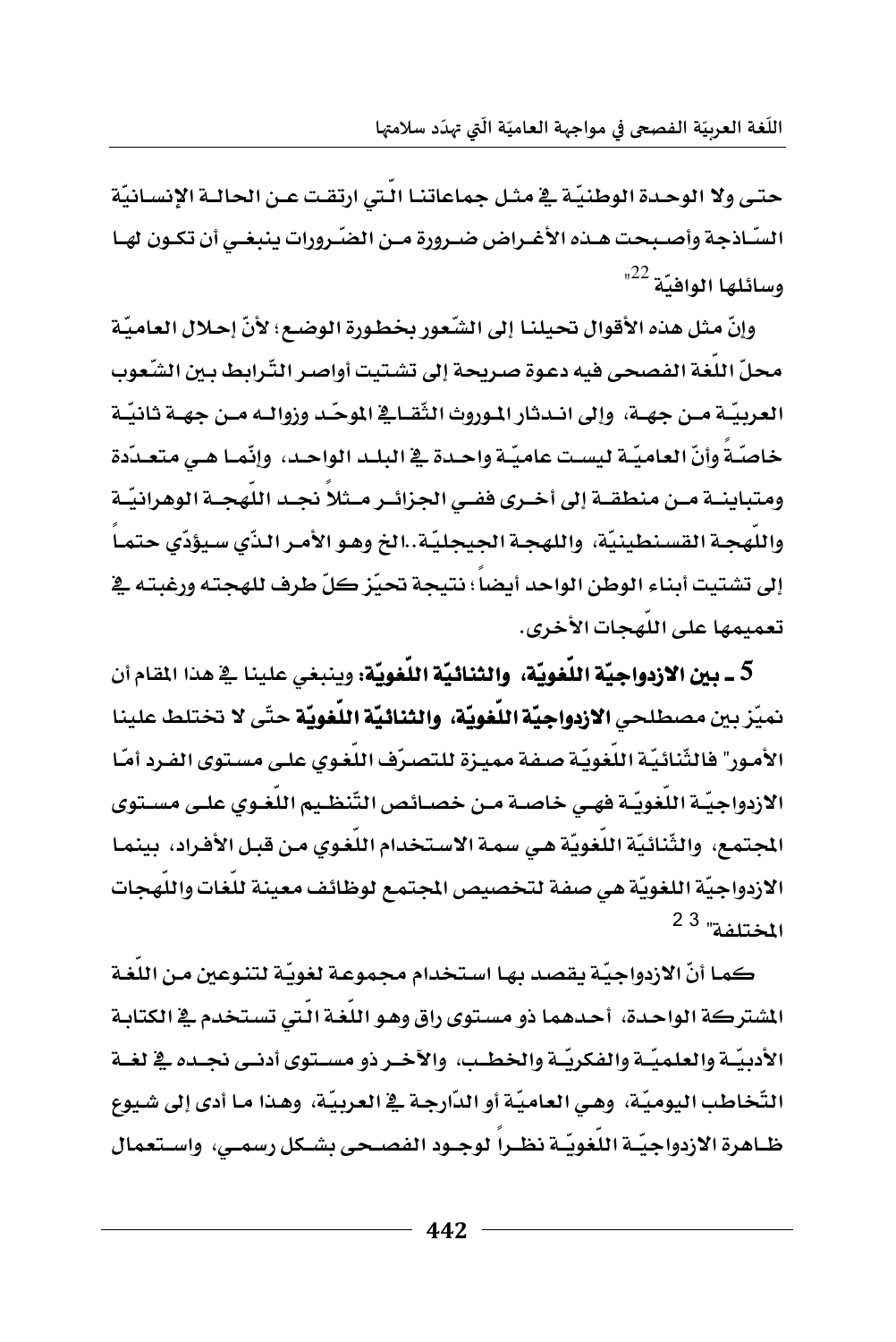حتى ولا الوحدة الوطنيّة في مثل جماعاتنا الّتي ارتقت عن الحالة الإنسانيّة السّاذجة وأصبحت هذه الأغراض ضرورة من الضّرورات ينبغي أن تكون لها وسائلها الوافيّة [22]"

وإنّ مثل هذه الأقوال تحيلنا إلى الشّعور بخطورة الوضع؛ لأنّ إحلال العاميّة محلّ اللّغة الفصحى فيه دعوة صريحة إلى تشتيت أواصر التّرابط بين الشّعوب العربيّة من جهة، وإلى اندثار الموروث الثّقافي الموحّد وزواله من جهة ثانيّة خاصّةً وأنّ العاميّة ليست عاميّة واحدة في البلد الواحد، وإنّما هي متعدّدة ومتباينة من منطقة إلى أخرى ففي الجزائر مثلاً نجد اللّهجة الوهرانيّة واللّهجة القسنطينيّة، واللهجة الجيجليّة..الخ وهو الأمر الذّي سيؤدّي حتماً إلى تشتيت أبناء الوطن الواحد أيضاً؛ نتيجة تحيّز كلّ طرف للهجته ورغبته في تعميمها على اللّهجات الأخرى.

**5 ـ بين الازدواجيّة اللّغويّة، والثنائيّة اللّغويّة:** وينبغي علينا في هذا المقام أن نميّز بين مصطلحي **الازدواجيّة اللّغويّة، والثنائيّة اللّغويّة** حتّى لا تختلط علينا الأمور" فالثّنائيّة اللّغويّة صفة مميزة للتصرّف اللّغوي على مستوى الفرد أمّا الازدواجيّة اللّغويّة فهي خاصة من خصائص التّنظيم اللّغوي على مستوى المجتمع، والثّنائيّة اللّغويّة هي سمة الاستخدام اللّغوي من قبل الأفراد، بينما الازدواجيّة اللغويّة هي صفة لتخصيص المجتمع لوظائف معينة للّغات واللّهجات المختلفة" [23]

كما أنّ الازدواجيّة يقصد بها استخدام مجموعة لغويّة لتنوعين من اللّغة المشتركة الواحدة، أحدهما ذو مستوى راق وهو اللّغة الّتي تستخدم في الكتابة الأدبيّة والعلميّة والفكريّة والخطب، والآخر ذو مستوى أدنى نجده في لغة التّخاطب اليوميّة، وهي العاميّة أو الدّارجة في العربيّة، وهذا ما أدى إلى شيوع ظاهرة الازدواجيّة اللّغويّة نظراً لوجود الفصحى بشكل رسمي، واستعمال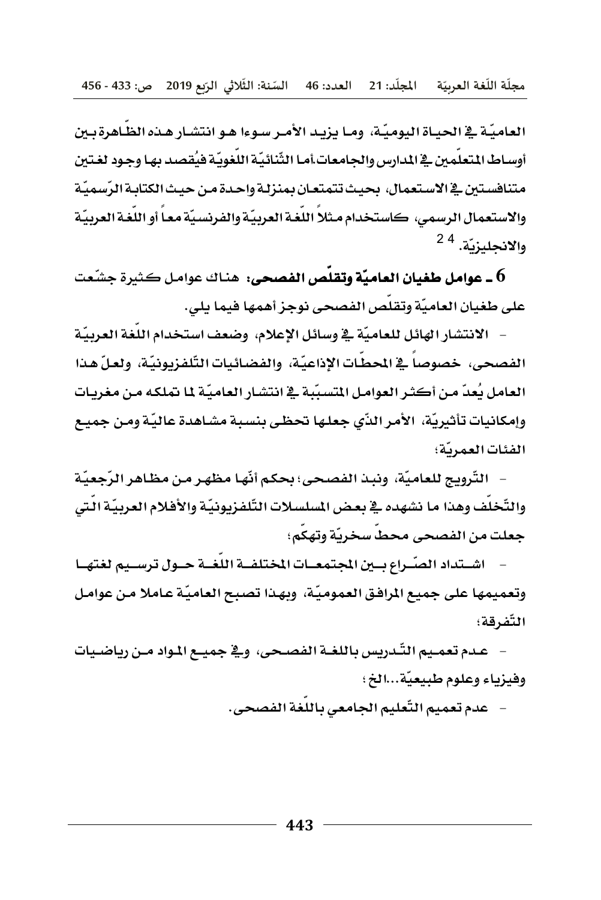العاميّة في الحياة اليوميّة، وما يزيد الأمر سوءا هو انتشار هذه الظّاهرة بين أوساط المتعلّمين في المدارس والجامعات.أما الثّنائيّة اللّغويّة فيُقصد بها وجود لغتين متنافستين في الاستعمال، بحيث تتمتعان بمنزلة واحدة من حيث الكتابة الرّسميّة والاستعمال الرسمي، كاستخدام مثلاً اللّغة العربيّة والفرنسيّة معاً أو اللّغة العربيّة والانجليزيّة. [24]

**6 ـ عوامل طغيان العاميّة وتقلّص الفصحى:** هناك عوامل كثيرة شجّعت على طغيان العاميّة وتقلّص الفصحى نوجز أهمها فيما يلي.

- الانتشار الهائل للعاميّة في وسائل الإعلام، وضعف استخدام اللّغة العربيّة الفصحى، خصوصاً في المحطّات الإذاعيّة، والفضائيات التّلفزيونيّة، ولعلّ هذا العامل يُعدّ من أكثر العوامل المتسبّبة في انتشار العاميّة لما تملكه من مغريات وإمكانيات تأثيريّة، الأمر الذّي جعلها تحظى بنسبة مشاهدة عاليّة ومن جميع الفئات العمريّة؛
- التّرويج للعاميّة، ونبذ الفصحى؛ بحكم أنّها مظهر من مظاهر الرّجعيّة والتّخلّف وهذا ما نشهده في بعض المسلسلات التّلفزيونيّة والأفلام العربيّة الّتي جعلت من الفصحى محطّ سخريّة وتهكّم؛
- اشتداد الصّراع بين المجتمعات المختلفة اللّغة حول ترسيم لغتها وتعميمها على جميع المرافق العموميّة، وبهذا تصبح العاميّة عاملا من عوامل التّفرقة؛
- عدم تعميم التّدريس باللغة الفصحى، وفي جميع المواد من رياضيات وفيزياء وعلوم طبيعيّة...الخ؛
- عدم تعميم التّعليم الجامعي باللّغة الفصحى.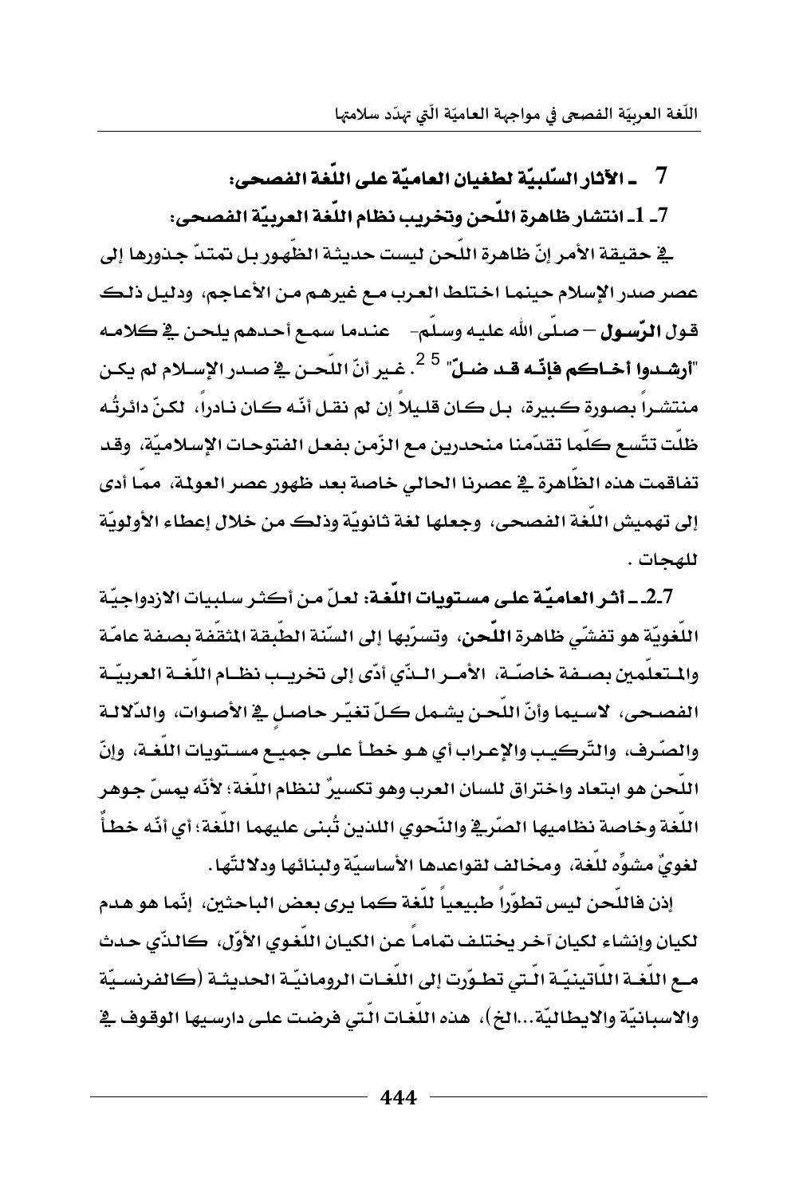## 7 ـ الآثار السّلبيّة لطغيان العاميّة على اللّغة الفصحى:

### 7ـ 1ـ انتشار ظاهرة اللّحن وتخريب نظام اللغة العربيّة الفصحى:

في حقيقة الأمر إنّ ظاهرة اللّحن ليست حديثة الظّهور بل تمتدّ جذورها إلى عصر صدر الإسلام حينما اختلط العرب مع غيرهم من الأعاجم، ودليل ذلك قول **الرّسول** – صلّى الله عليه وسلّم- عندما سمع أحدهم يلحن في كلامه **"أرشدوا أخاكم فإنّه قد ضلّ"** [25]. غير أنّ اللّحن في صدر الإسلام لم يكن منتشراً بصورة كبيرة، بل كان قليلاً إن لم نقل أنّه كان نادراً، لكنّ دائرتُه ظلّت تتّسع كلّما تقدّمنا منحدرين مع الزّمن بفعل الفتوحات الإسلاميّة، وقد تفاقمت هذه الظّاهرة في عصرنا الحالي خاصة بعد ظهور عصر العولمة، ممّا أدى إلى تهميش اللّغة الفصحى، وجعلها لغة ثانويّة وذلك من خلال إعطاء الأولويّة للهجات .

**2.7ـ أثر العاميّة على مستويات اللّغة:** لعلّ من أكثر سلبيات الازدواجيّة اللّغويّة هو تفشّي ظاهرة **اللّحن**، وتسرّبها إلى السّنة الطّبقة المثقّفة بصفة عامّة والمتعلّمين بصفة خاصّة، الأمر الذّي أدّى إلى تخريب نظام اللّغة العربيّة الفصحى، لاسيما وأنّ اللّحن يشمل كلّ تغيّر حاصل في الأصوات، والدّلالة والصّرف، والتّركيب والإعراب أي هو خطأ على جميع مستويات اللّغة، وإنّ اللّحن هو ابتعاد واختراق للسان العرب وهو تكسيرٌ لنظام اللّغة؛ لأنّه يمسّ جوهر اللّغة وخاصة نظاميها الصّرفي والنّحوي اللذين تُبنى عليهما اللّغة؛ أي أنّه خطأٌ لغويٌ مشوِّه للّغة، ومخالف لقواعدها الأساسيّة ولبنائها ودلالتّها.

إذن فاللّحن ليس تطوّراً طبيعياً للّغة كما يرى بعض الباحثين، إنّما هو هدم لكيان وإنشاء لكيان آخر يختلف تماماً عن الكيان اللّغوي الأوّل، كالذّي حدث مع اللّغة اللّاتينيّة الّتي تطوّرت إلى اللّغات الرومانيّة الحديثة (كالفرنسيّة والاسبانيّة والايطاليّة...الخ)، هذه اللّغات الّتي فرضت على دارسيها الوقوف في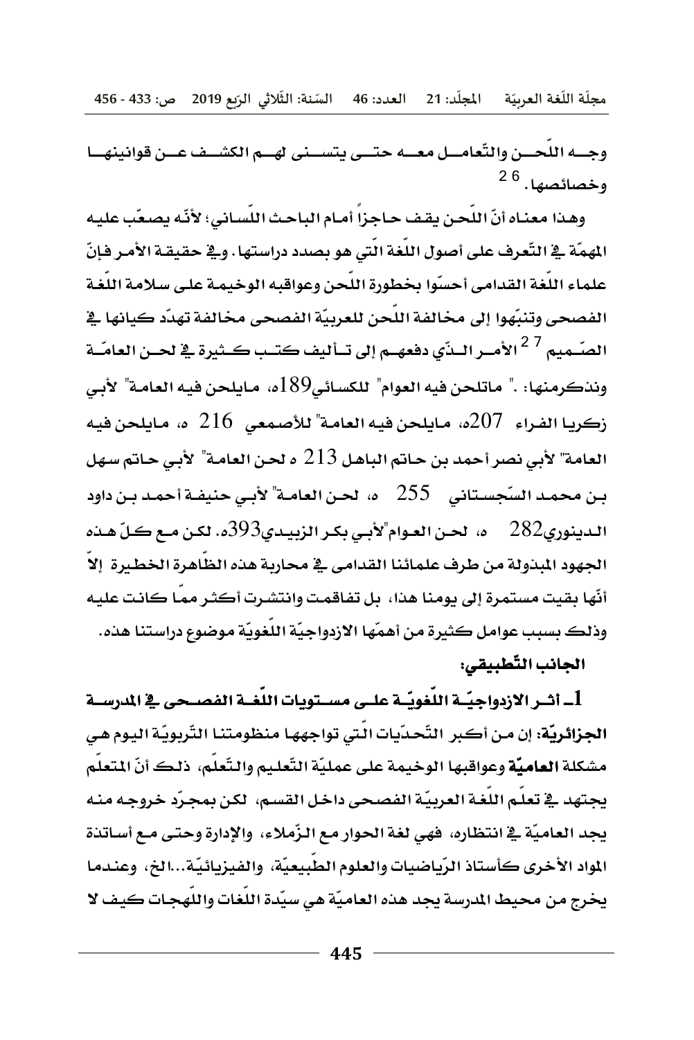وجه اللّحن والتّعامل معه حتى يتسنى لهم الكشف عن قوانينها وخصائصها. [26]

وهذا معناه أنّ اللّحن يقف حاجزاً أمام الباحث اللّساني؛ لأنّه يصعّب عليه المهمّة في التّعرف على أصول اللّغة الّتي هو بصدد دراستها. وفي حقيقة الأمر فإنّ علماء اللّغة القدامى أحسّوا بخطورة اللّحن وعواقبه الوخيمة على سلامة اللّغة الفصحى وتنبّهوا إلى مخالفة اللّحن للعربيّة الفصحى مخالفة تهدّد كيانها في الصّميم [27] الأمر الذّي دفعهم إلى تأليف كتب كثيرة في لحن العامّة ونذكرمنها: ." ماتلحن فيه العوام" للكسائي189ه، مايلحن فيه العامة" لأبي زكريا الفراء 207ه، مايلحن فيه العامة" للأصمعي 216 ه، مايلحن فيه العامة" لأبي نصر أحمد بن حاتم الباهل 213 ه لحن العامة" لأبي حاتم سهل بن محمد السّجستاني 255 ه، لحن العامة" لأبي حنيفة أحمد بن داود الدينوري282 ه، لحن العوام"لأبي بكر الزبيدي393ه. لكن مع كلّ هذه الجهود المبذولة من طرف علمائنا القدامى في محاربة هذه الظّاهرة الخطيرة إلاّ أنّها بقيت مستمرة إلى يومنا هذا، بل تفاقمت وانتشرت أكثر ممّا كانت عليه وذلك بسبب عوامل كثيرة من أهمّها الازدواجيّة اللّغويّة موضوع دراستنا هذه.

**الجانب التّطبيقي:**

**1ـ أثر الازدواجيّة اللّغويّة على مستويات اللّغة الفصحى في المدرسة الجزائريّة:** إن من أكبر التّحدّيات الّتي تواجهها منظومتنا التّربويّة اليوم هي مشكلة **العاميّة** وعواقبها الوخيمة على عمليّة التّعليم والتّعلّم، ذلك أنّ المتعلّم يجتهد في تعلّم اللّغة العربيّة الفصحى داخل القسم، لكن بمجرّد خروجه منه يجد العاميّة في انتظاره، فهي لغة الحوار مع الزّملاء، والإدارة وحتى مع أساتذة المواد الأخرى كأستاذ الرّياضيات والعلوم الطّبيعيّة، والفيزيائيّة...الخ، وعندما يخرج من محيط المدرسة يجد هذه العاميّة هي سيّدة اللّغات واللّهجات كيف لا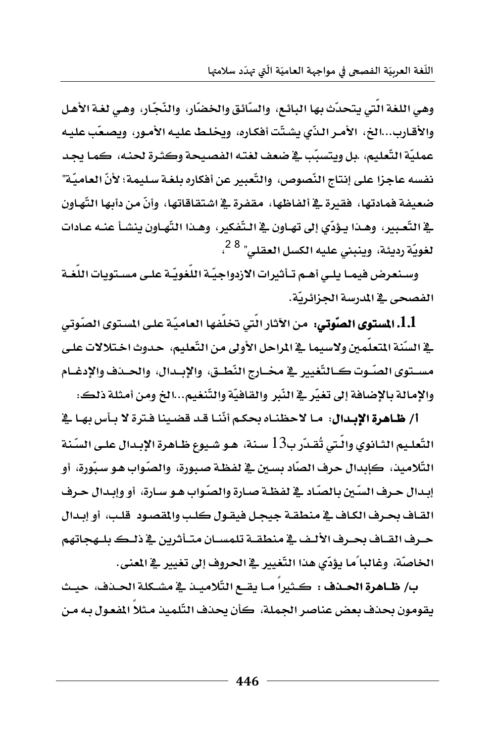وهي اللغة الّتي يتحدّث بها البائع، والسّائق والخضّار، والنّجّار، وهي لغة الأهل والأقارب...الخ، الأمر الذّي يشتّت أفكاره، ويخلط عليه الأمور، ويصعّب عليه عمليّة التّعليم، ،بل ويتسبّب في ضعف لغته الفصيحة وكثرة لحنه، كما يجد نفسه عاجزا على إنتاج النّصوص، والتّعبير عن أفكاره بلغة سليمة؛ لأنّ العاميّة" ضعيفة فمادتها، فقيرة في ألفاظها، مقفرة في اشتقاقاتها، وأنّ من دأبها التّهاون في التّعبير، وهذا يؤدّي إلى تهاون في التّفكير، وهذا التّهاون ينشأ عنه عادات لغويّة رديئة، وينبني عليه الكسل العقلي" [28]،

وسنعرض فيما يلي أهم تأثيرات الازدواجيّة اللّغويّة على مستويات اللّغة الفصحى في المدرسة الجزائريّة.

**1.1. المستوى الصّوتي:** من الآثار الّتي تخلّفها العاميّة على المستوى الصّوتي في السّنة المتعلّمين ولاسيما في المراحل الأولى من التّعليم، حدوث اختلالات على مستوى الصّوت كالتّغيير في مخارج النّطق، والإبدال، والحذف والإدغام والإمالة بالإضافة إلى تغيّر في النّبر والقافيّة والتّنغيم...الخ ومن أمثلة ذلك:

**أ/ ظاهرة الإبدال:** ما لاحظناه بحكم أنّنا قد قضينا فترة لا بأس بها في التّعليم الثانوي والّتي تُقدّر ب13 سنة، هو شيوع ظاهرة الإبدال على السّنة التّلاميذ، كإبدال حرف الصّاد بسين في لفظة صبورة، والصّواب هو سبّورة، أو إبدال حرف السّين بالصّاد في لفظة صارة والصّواب هو سارة، أو وإبدال حرف القاف بحرف الكاف في منطقة جيجل فيقول كلب والمقصود قلب، أو إبدال حرف القاف بحرف الألف في منطقة تلمسان متأثرين في ذلك بلهجاتهم الخاصّة، وغالباً ما يؤدّي هذا التّغيير في الحروف إلى تغيير في المعنى.

**ب/ ظاهرة الحذف :** كثيراً ما يقع التّلاميذ في مشكلة الحذف، حيث يقومون بحذف بعض عناصر الجملة، كأن يحذف التّلميذ مثلاً المفعول به من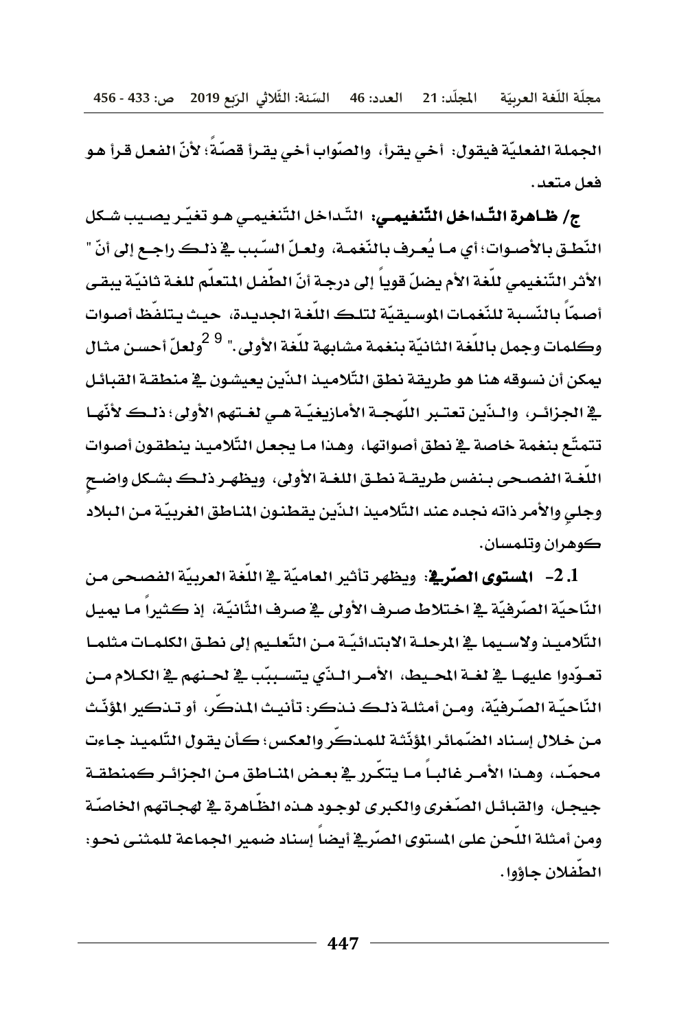الجملة الفعليّة فيقول: أخي يقرأ، والصّواب أخي يقرأ قصّةً؛ لأنّ الفعل قرأ هو فعل متعد.

**ج/ ظاهرة التّداخل التّنغيمي:** التّداخل التّنغيمي هو تغيّر يصيب شكل النّطق بالأصوات؛ أي ما يُعرف بالنّغمة، ولعلّ السّبب في ذلك راجع إلى أنّ " الأثر التّنغيمي للّغة الأم يضلّ قوياً إلى درجة أنّ الطّفل المتعلّم للغة ثانيّة يبقى أصمّاً بالنّسبة للنّغمات الموسيقيّة لتلك اللّغة الجديدة، حيث يتلفّظ أصوات وكلمات وجمل باللّغة الثانيّة بنغمة مشابهة للّغة الأولى." [29] ولعلّ أحسن مثال يمكن أن نسوقه هنا هو طريقة نطق التّلاميذ الذّين يعيشون في منطقة القبائل في الجزائر، والذّين تعتبر اللّهجة الأمازيغيّة هي لغتهم الأولى؛ ذلك لأنّها تتمتّع بنغمة خاصة في نطق أصواتها، وهذا ما يجعل التّلاميذ ينطقون أصوات اللّغة الفصحى بنفس طريقة نطق اللغة الأولى، ويظهر ذلك بشكل واضحٍ وجليٍ والأمر ذاته نجده عند التّلاميذ الذّين يقطنون المناطق الغربيّة من البلاد كوهران وتلمسان.

**2.1- المستوى الصّرفي:** ويظهر تأثير العاميّة في اللّغة العربيّة الفصحى من النّاحيّة الصّرفيّة في اختلاط صرف الأولى في صرف الثّانيّة، إذ كثيراً ما يميل التّلاميذ ولاسيما في المرحلة الابتدائيّة من التّعليم إلى نطق الكلمات مثلما تعوّدوا عليها في لغة المحيط، الأمر الذّي يتسبّب في لحنهم في الكلام من النّاحيّة الصّرفيّة، ومن أمثلة ذلك نذكر: تأنيث المذكّر، أو تذكير المؤنّث من خلال إسناد الضّمائر المؤنّثة للمذكّر والعكس؛ كأن يقول التّلميذ جاءت محمّد، وهذا الأمر غالباً ما يتكّرر في بعض المناطق من الجزائر كمنطقة جيجل، والقبائل الصّغرى والكبرى لوجود هذه الظّاهرة في لهجاتهم الخاصّة ومن أمثلة اللّحن على المستوى الصّرفي أيضاً إسناد ضمير الجماعة للمثنى نحو: الطّفلان جاؤوا.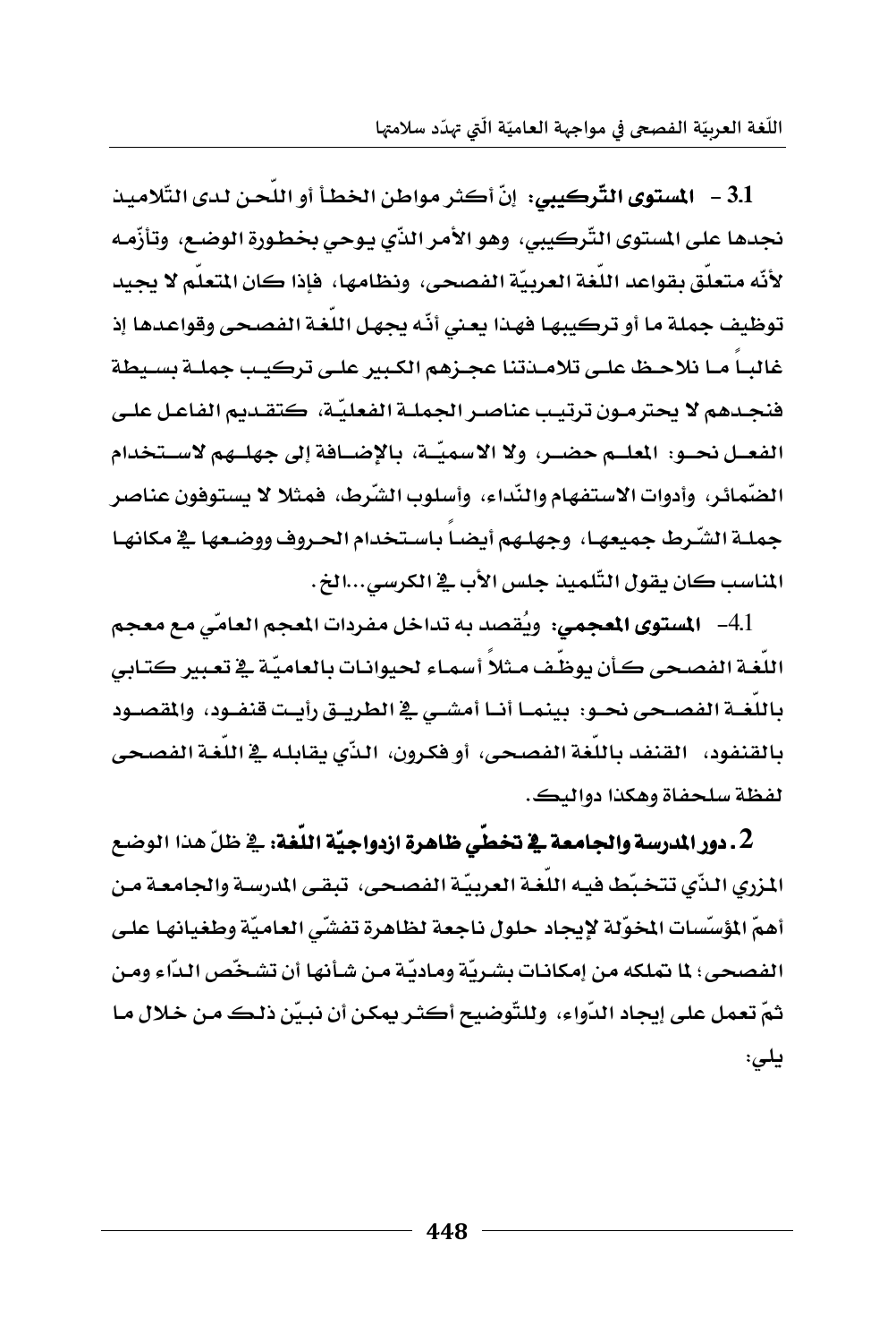**3.1 - المستوى التّركيبي:** إنّ أكثر مواطن الخطأ أو اللّحن لدى التّلاميذ نجدها على المستوى التّركيبي، وهو الأمر الذّي يوحي بخطورة الوضع، وتأزّمه لأنّه متعلّق بقواعد اللّغة العربيّة الفصحى، ونظامها، فإذا كان المتعلّم لا يجيد توظيف جملة ما أو تركيبها فهذا يعني أنّه يجهل اللّغة الفصحى وقواعدها إذ غالباً ما نلاحظ على تلامذتنا عجزهم الكبير على تركيب جملة بسيطة فنجدهم لا يحترمون ترتيب عناصر الجملة الفعليّة، كتقديم الفاعل على الفعل نحو: المعلم حضر، ولا الاسميّة، بالإضافة إلى جهلهم لاستخدام الضّمائر، وأدوات الاستفهام والنّداء، وأسلوب الشّرط، فمثلا لا يستوفون عناصر جملة الشّرط جميعها، وجهلهم أيضاً باستخدام الحروف ووضعها في مكانها المناسب كان يقول التّلميذ جلس الأب في الكرسي...الخ.

**4.1- المستوى المعجمي:** ويُقصد به تداخل مفردات المعجم العامّي مع معجم اللّغة الفصحى كأن يوظّف مثلاً أسماء لحيوانات بالعاميّة في تعبير كتابي باللّغة الفصحى نحو: بينما أنا أمشي في الطريق رأيت قنفود، والمقصود بالقنفود، القنفد باللّغة الفصحى، أو فكرون، الذّي يقابله في اللّغة الفصحى لفظة سلحفاة وهكذا دواليك.

**2. دور المدرسة والجامعة في تخطّي ظاهرة ازدواجيّة اللّغة:** في ظلّ هذا الوضع المزري الذّي تتخبّط فيه اللّغة العربيّة الفصحى، تبقى المدرسة والجامعة من أهمّ المؤسّسات المخوّلة لإيجاد حلول ناجعة لظاهرة تفشّي العاميّة وطغيانها على الفصحى؛ لما تملكه من إمكانات بشريّة وماديّة من شأنها أن تشخّص الدّاء ومن ثمّ تعمل على إيجاد الدّواء، وللتّوضيح أكثر يمكن أن نبيّن ذلك من خلال ما يلي: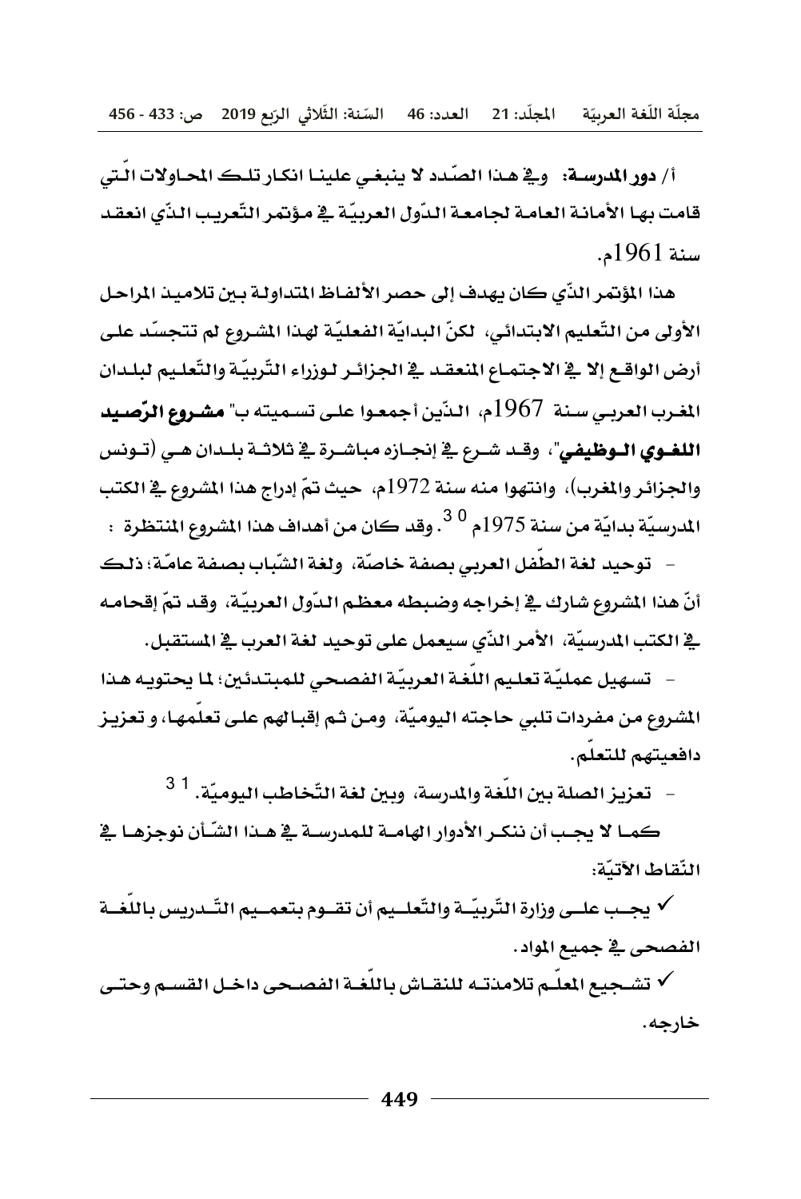**أ/ دور المدرسة:** وفي هذا الصّدد لا ينبغي علينا انكار تلك المحاولات الّتي قامت بها الأمانة العامة لجامعة الدّول العربيّة في مؤتمر التّعريب الذّي انعقد سنة 1961م.

هذا المؤتمر الذّي كان يهدف إلى حصر الألفاظ المتداولة بين تلاميذ المراحل الأولى من التّعليم الابتدائي، لكنّ البداية الفعليّة لهذا المشروع لم تتجسّد على أرض الواقع إلا في الاجتماع المنعقد في الجزائر لوزراء التّربيّة والتّعليم لبلدان المغرب العربي سنة 1967م، الذّين أجمعوا على تسميته ب" **مشروع الرّصيد اللغوي الوظيفي**"، وقد شرع في إنجازه مباشرة في ثلاثة بلدان هي (تونس والجزائر والمغرب)، وانتهوا منه سنة 1972م، حيث تمّ إدراج هذا المشروع في الكتب المدرسيّة بدايّة من سنة 1975م [30]. وقد كان من أهداف هذا المشروع المنتظرة :

- توحيد لغة الطّفل العربي بصفة خاصّة، ولغة الشّباب بصفة عامّة؛ ذلك أنّ هذا المشروع شارك في إخراجه وضبطه معظم الدّول العربيّة، وقد تمّ إقحامه في الكتب المدرسيّة، الأمر الذّي سيعمل على توحيد لغة العرب في المستقبل.
- تسهيل عمليّة تعليم اللّغة العربيّة الفصحي للمبتدئين؛ لما يحتويه هذا المشروع من مفردات تلبي حاجته اليوميّة، ومن ثم إقبالهم على تعلّمها، و تعزيز دافعيتهم للتعلّم.
- تعزيز الصلة بين اللّغة والمدرسة، وبين لغة التّخاطب اليوميّة. [31]

كما لا يجب أن ننكر الأدوار الهامة للمدرسة في هذا الشّأن نوجزها في النّقاط الآتيّة:

- ✓ يجب على وزارة التّربيّة والتّعليم أن تقوم بتعميم التّدريس باللّغة الفصحى في جميع المواد.
- ✓ تشجيع المعلّم تلامذته للنقاش باللّغة الفصحى داخل القسم وحتى خارجه.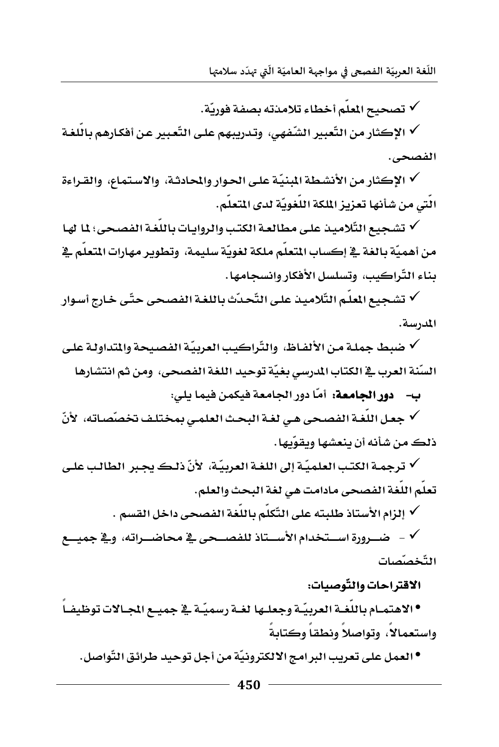- ✓ تصحيح المعلّم أخطاء تلامذته بصفة فوريّة.
- ✓ الإكثار من التّعبير الشّفهي، وتدريبهم على التّعبير عن أفكارهم باللّغة الفصحى.
- ✓ الإكثار من الأنشطة المبنيّة على الحوار والمحادثة، والاستماع، والقراءة الّتي من شأنها تعزيز الملكة اللّغويّة لدى المتعلّم.
- ✓ تشجيع التّلاميذ على مطالعة الكتب والروايات باللّغة الفصحى؛ لما لها من أهميّة بالغة في إكساب المتعلّم ملكة لغويّة سليمة، وتطوير مهارات المتعلّم في بناء التّراكيب، وتسلسل الأفكار وانسجامها.
- ✓ تشجيع المعلّم التّلاميذ على التّحدّث باللغة الفصحى حتّى خارج أسوار المدرسة.
- ✓ ضبط جملة من الألفاظ، والتّراكيب العربيّة الفصيحة والمتداولة على السّنة العرب في الكتاب المدرسي بغيّة توحيد اللغة الفصحى، ومن ثم انتشارها

**ب- دور الجامعة:** أمّا دور الجامعة فيكمن فيما يلي:

- ✓ جعل اللّغة الفصحى هي لغة البحث العلمي بمختلف تخصّصاته، لأنّ ذلك من شأنه أن ينعشها ويقوّيها.
- ✓ ترجمة الكتب العلميّة إلى اللغة العربيّة، لأنّ ذلك يجبر الطالب على تعلّم اللّغة الفصحى مادامت هي لغة البحث والعلم.
- ✓ إلزام الأستاذ طلبته على التّكلّم باللّغة الفصحى داخل القسم .
- ✓ - ضرورة استخدام الأستاذ للفصحى في محاضراته، وفي جميع التّخصّصات

**الاقتراحات والتّوصيات:**

- الاهتمام باللّغة العربيّة وجعلها لغة رسميّة في جميع المجالات توظيفاً واستعمالاً، وتواصلاً ونطقاً وكتابةً
- العمل على تعريب البرامج الالكترونيّة من أجل توحيد طرائق التّواصل.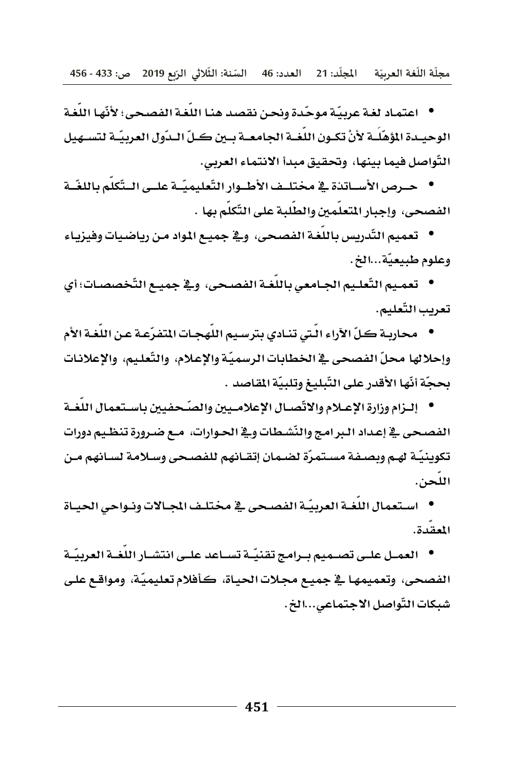- اعتماد لغة عربيّة موحّدة ونحن نقصد هنا اللّغة الفصحى؛ لأنّها اللّغة الوحيدة المؤهّلَة لأنْ تكون اللّغة الجامعة بين كلّ الدّول العربيّة لتسهيل التّواصل فيما بينها، وتحقيق مبدأ الانتماء العربي.
- حرص الأساتذة في مختلف الأطوار التّعليميّة على التّكلّم باللغّة الفصحى، وإجبار المتعلّمين والطّلبة على التّكلّم بها .
- تعميم التّدريس باللّغة الفصحى، وفي جميع المواد من رياضيات وفيزياء وعلوم طبيعيّة...الخ.
- تعميم التّعليم الجامعي باللّغة الفصحى، وفي جميع التّخصصات؛ أي تعريب التّعليم.
- محاربة كلّ الآراء الّتي تنادي بترسيم اللّهجات المتفرّعة عن اللّغة الأم وإحلالها محلّ الفصحى في الخطابات الرسميّة والإعلام، والتّعليم، والإعلانات بحجّة أنّها الأقدر على التّبليغ وتلبيّة المقاصد .
- إلزام وزارة الإعلام والاتّصال الإعلاميين والصّحفيين باستعمال اللّغة الفصحى في إعداد البرامج والنّشطات وفي الحوارات، مع ضرورة تنظيم دورات تكوينيّة لهم وبصفة مستمرّة لضمان إتقانهم للفصحى وسلامة لسانهم من اللّحن.
- استعمال اللّغة العربيّة الفصحى في مختلف المجالات ونواحي الحياة المعقّدة.
- العمل على تصميم برامج تقنيّة تساعد على انتشار اللّغة العربيّة الفصحى، وتعميمها في جميع مجلات الحياة، كأفلام تعليميّة، ومواقع على شبكات التّواصل الاجتماعي...الخ.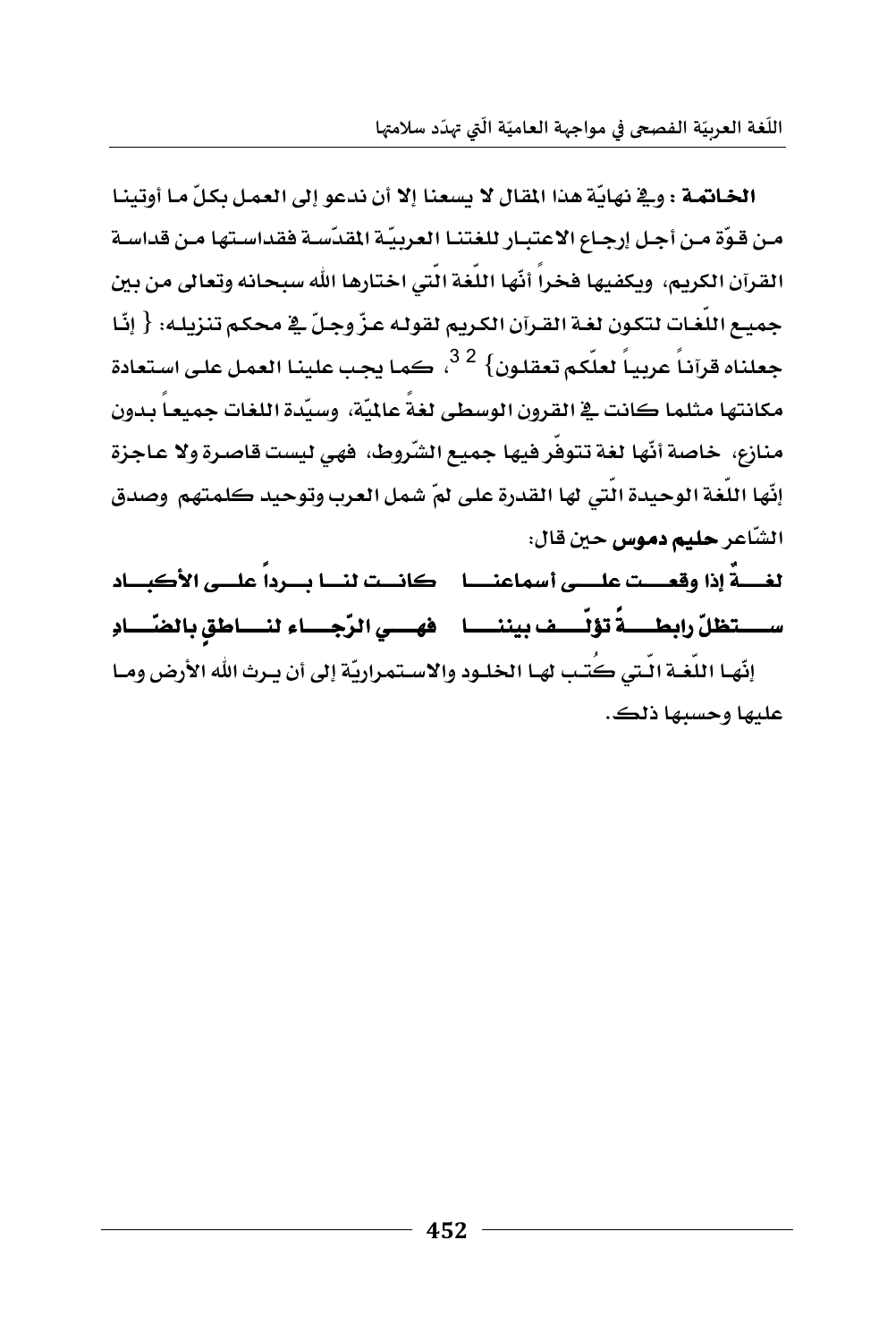**الخاتمة** : وفي نهاية هذا المقال لا يسعنا إلا أن ندعو إلى العمل بكلّ ما أوتينا من قوّة من أجل إرجاع الاعتبار للغتنا العربيّة المقدّسة فقداستها من قداسة القرآن الكريم، ويكفيها فخراً أنّها اللّغة الّتي اختارها الله سبحانه وتعالى من بين جميع اللّغات لتكون لغة القرآن الكريم لقوله عزّ وجلّ في محكم تنزيله: { إنّا جعلناه قرآناً عربياً لعلّكم تعقلون} [32]، كما يجب علينا العمل على استعادة مكانتها مثلما كانت في القرون الوسطى لغةً عالميّة، وسيّدة اللغات جميعاً بدون منازع، خاصة أنّها لغة تتوفّر فيها جميع الشّروط، فهي ليست قاصرة ولا عاجزة إنّها اللّغة الوحيدة الّتي لها القدرة على لمّ شمل العرب وتوحيد كلمتهم وصدق الشّاعر **حليم دموس** حين قال:

**لغـــةٌ إذا وقعـــت علـــى أسماعنـــا كانـــت لنـــا بـــرداً علـــى الأكبـــاد**

**ســـتظلّ رابطـــةً تؤلّـــف بيننـــا فهـــي الرّجـــاء لنـــاطقٍ بالضّـــادِ**

إنّها اللّغة الّتي كُتب لها الخلود والاستمراريّة إلى أن يرث الله الأرض وما عليها وحسبها ذلك.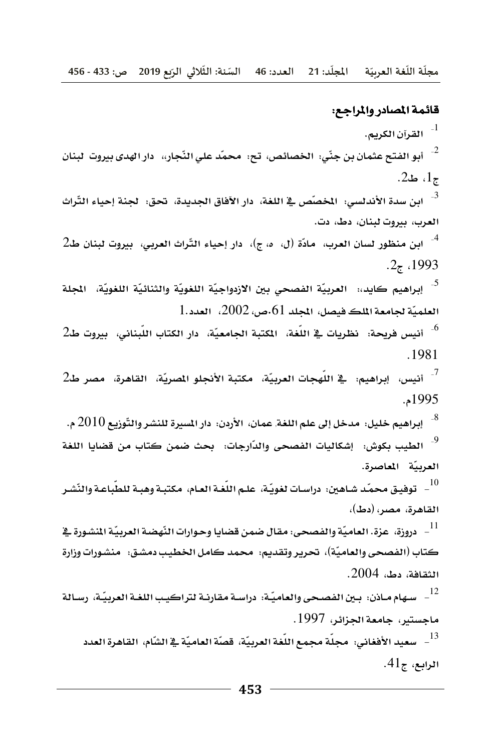## قائمة المصادر والمراجع:

[1]- القرآن الكريم.

[2]- أبو الفتح عثمان بن جنّي: الخصائص، تح: محمّد علي النّجار، دار الهدى بيروت لبنان ج1، ط2.

[3]- ابن سدة الأندلسي: المخصّص في اللغة، دار الآفاق الجديدة، تحق: لجنة إحياء التّراث العرب، بيروت لبنان، دط، دت.

[4]- ابن منظور لسان العرب، مادّة (ل، ه، ج)، دار إحياء التّراث العربي، بيروت لبنان ط2 1993، ج2.

[5]- إبراهيم كايد،: العربيّة الفصحي بين الازدواجيّة اللغويّة والثنائيّة اللغويّة، المجلة العلميّة لجامعة الملك فيصل، المجلد 61،ص، 2002، العدد1.

[6]- أنيس فريحة: نظريات في اللّغة، المكتبة الجامعيّة، دار الكتاب اللّبناني، بيروت ط2 1981.

[7]- أنيس، إبراهيم: في اللّهجات العربيّة، مكتبة الأنجلو المصريّة، القاهرة، مصر ط2 1995م.

[8]- إبراهيم خليل: مدخل إلى علم اللغة، عمان، الأردن: دار المسيرة للنشر والتّوزيع 2010 م.

[9]- الطيب بكوش: إشكاليات الفصحى والدّارجات: بحث ضمن كتاب من قضايا اللغة العربيّة المعاصرة.

[10]- توفيق محمّد شاهين: دراسات لغويّة، علم اللّغة العام، مكتبة وهبة للطّباعة والنّشر القاهرة، مصر، (دط)،

[11]- دروزة، عزة. العاميّة والفصحى: مقال ضمن قضايا وحوارات النّهضة العربيّة المنشورة في كتاب (الفصحى والعاميّة)، تحرير وتقديم: محمد كامل الخطيب دمشق: منشورات وزارة الثقافة، دط، 2004.

[12]- سهام ماذن: بين الفصحى والعاميّة: دراسة مقارنة لتراكيب اللغة العربيّة، رسالة ماجستير، جامعة الجزائر، 1997.

[13]- سعيد الأفغاني: مجلّة مجمع اللّغة العربيّة، قصّة العاميّة في الشّام، القاهرة العدد الرابع، ج41.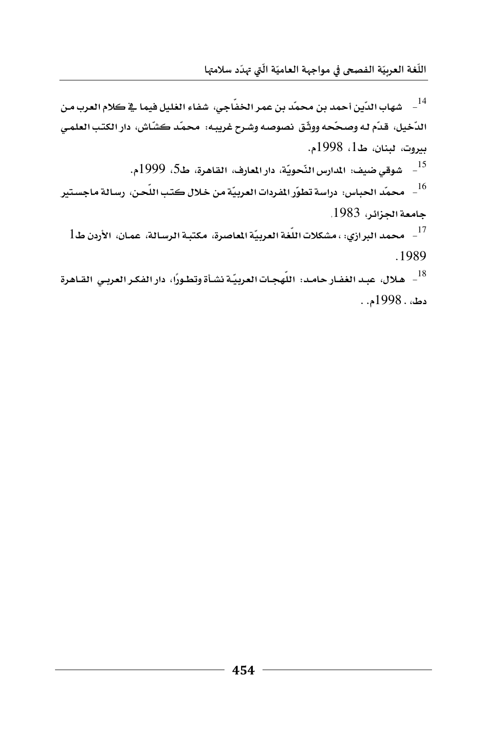[14]- شهاب الدّين أحمد بن محمّد بن عمر الخفّاجي، شفاء الغليل فيما في كلام العرب من الدّخيل، قدّم له وصحّحه ووثّق نصوصه وشرح غريبه: محمّد كشّاش، دار الكتب العلمي بيروت، لبنان، ط1، 1998م.

[15]- شوقي ضيف: المدارس النّحويّة، دار المعارف، القاهرة، ط5، 1999م.

[16]- محمّد الحباس: دراسة تطوّر المفردات العربيّة من خلال كتب اللّحن، رسالة ماجستير جامعة الجزائر، 1983.

[17]- محمد البرازي: ، مشكلات اللّغة العربيّة المعاصرة، مكتبة الرسالة، عمان، الأردن ط1 1989.

[18]- هلال، عبد الغفار حامد: اللّهجات العربيّة نشأة وتطورًا، دار الفكر العربي القاهرة دط، . 1998م. .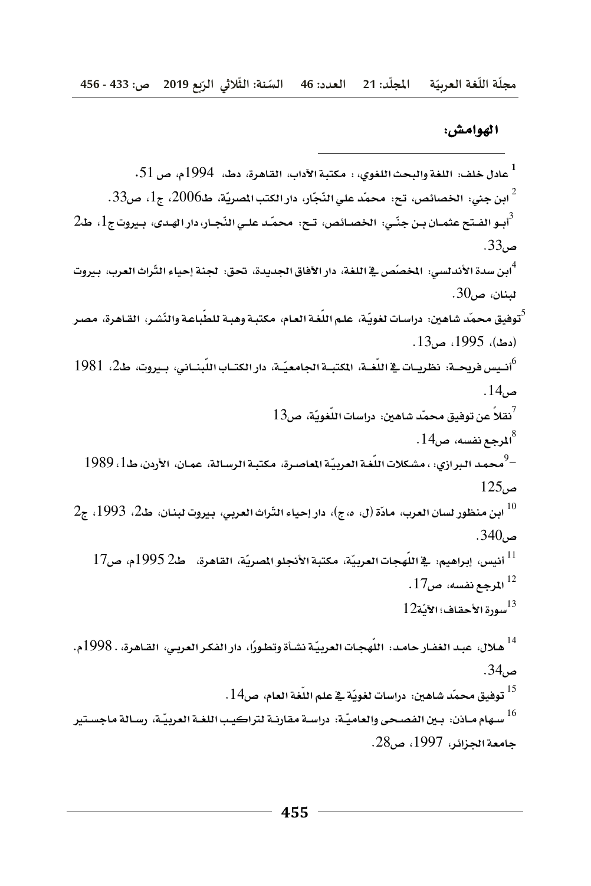## الهوامش:

[1] عادل خلف: اللغة والبحث اللغوي، : مكتبة الآداب، القاهرة، دط، 1994م، ص 51.

[2] ابن جني: الخصائص، تح: محمّد علي النّجّار، دار الكتب المصريّة، ط2006، ج1، ص33.

[3] أبو الفتح عثمان بن جنّي: الخصائص، تح: محمّد علي النّجار، دار الهدى، بيروت ج1، ط2 ص33.

[4] ابن سدة الأندلسي: المخصّص في اللغة، دار الآفاق الجديدة، تحق: لجنة إحياء التّراث العرب، بيروت لبنان، ص30.

[5] توفيق محمّد شاهين: دراسات لغويّة، علم اللّغة العام، مكتبة وهبة للطّباعة والنّشر، القاهرة، مصر (دط)، 1995، ص13.

[6] أنيس فريحة: نظريات في اللّغة، المكتبة الجامعيّة، دار الكتاب اللّبناني، بيروت، ط2، 1981 ص14.

[7] نقلاً عن توفيق محمّد شاهين: دراسات اللّغويّة، ص13

[8] المرجع نفسه، ص14.

[9] – محمد البرازي: ، مشكلات اللّغة العربيّة المعاصرة، مكتبة الرسالة، عمان، الأردن، ط1، 1989 ص125

[10] ابن منظور لسان العرب، مادّة (ل، ه، ج)، دار إحياء التّراث العربي، بيروت لبنان، ط2، 1993، ج2 ص340.

[11] أنيس، إبراهيم: في اللّهجات العربيّة، مكتبة الأنجلو المصريّة، القاهرة، ط2 1995م، ص17

[12] المرجع نفسه، ص17.

[13] سورة الأحقاف؛ الآيّة12

[14] هلال، عبد الغفار حامد: اللّهجات العربيّة نشأة وتطورًا، دار الفكر العربي، القاهرة، . 1998م. ص34.

[15] توفيق محمّد شاهين: دراسات لغويّة في علم اللّغة العام، ص14.

[16] سهام ماذن: بين الفصحى والعاميّة: دراسة مقارنة لتراكيب اللغة العربيّة، رسالة ماجستير جامعة الجزائر، 1997، ص28.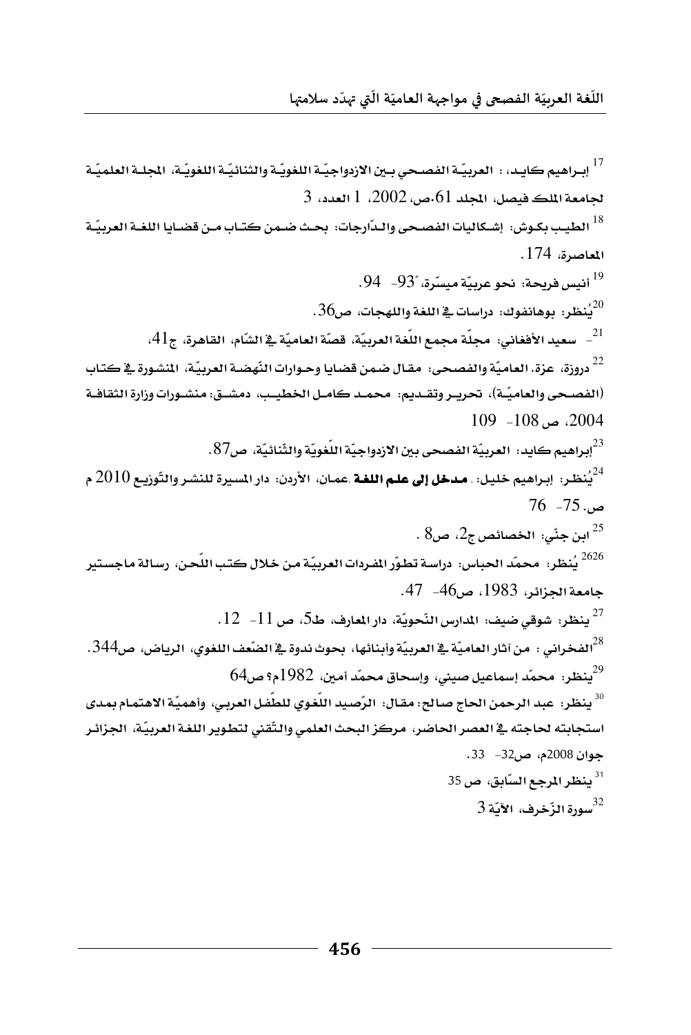[17] إبراهيم كايد، : العربيّة الفصحي بين الازدواجيّة اللغويّة والثنائيّة اللغويّة، المجلة العلميّة لجامعة الملك فيصل، المجلد 61،ص، 2002، 1 العدد، 3

[18] الطيب بكوش: إشكاليات الفصحى والدّارجات: بحث ضمن كتاب من قضايا اللغة العربيّة المعاصرة، 174.

[19] أنيس فريحة: نحو عربيّة ميسّرة، ص93- 94.

[20] يُنظر: بوهانفوك: دراسات في اللغة واللهجات، ص36.

[21] - سعيد الأفغاني: مجلّة مجمع اللّغة العربيّة، قصّة العاميّة في الشّام، القاهرة، ج41،

[22] دروزة، عزة. العاميّة والفصحى: مقال ضمن قضايا وحوارات النّهضة العربيّة، المنشورة في كتاب (الفصحى والعاميّة)، تحرير وتقديم: محمد كامل الخطيب، دمشق: منشورات وزارة الثقافة 2004، ص 108- 109

[23] إبراهيم كايد: العربيّة الفصحى بين الازدواجيّة اللّغويّة والثّنائيّة، ص87.

[24] يُنظر: إبراهيم خليل: **مدخل إلى علم اللغة** ،عمان، الأردن: دار المسيرة للنشر والتّوزيع 2010 م ص. 75- 76

[25] ابن جنّي: الخصائص ج2، ص8 .

[2626] يُنظر: محمّد الحباس: دراسة تطوّر المفردات العربيّة من خلال كتب اللّحن، رسالة ماجستير جامعة الجزائر، 1983، ص46- 47.

[27] ينظر: شوقي ضيف: المدارس النّحويّة، دار المعارف، ط5، ص 11- 12.

[28] الفخراني : من آثار العاميّة في العربيّة وأبنائها، بحوث ندوة في الضّعف اللغوي، الرياض، ص344.

[29] ينظر: محمّد إسماعيل صيني، وإسحاق محمّد أمين، 1982م؛ ص64

[30] ينظر: عبد الرحمن الحاج صالح: مقال: الرّصيد اللّغوي للطّفل العربي، وأهميّة الاهتمام بمدى استجابته لحاجته في العصر الحاضر، مركز البحث العلمي والتّقني لتطوير اللغة العربيّة، الجزائر جوان 2008م، ص32- 33.

[31] ينظر المرجع السّابق، ص 35

[32] سورة الزّخرف، الآيّة 3